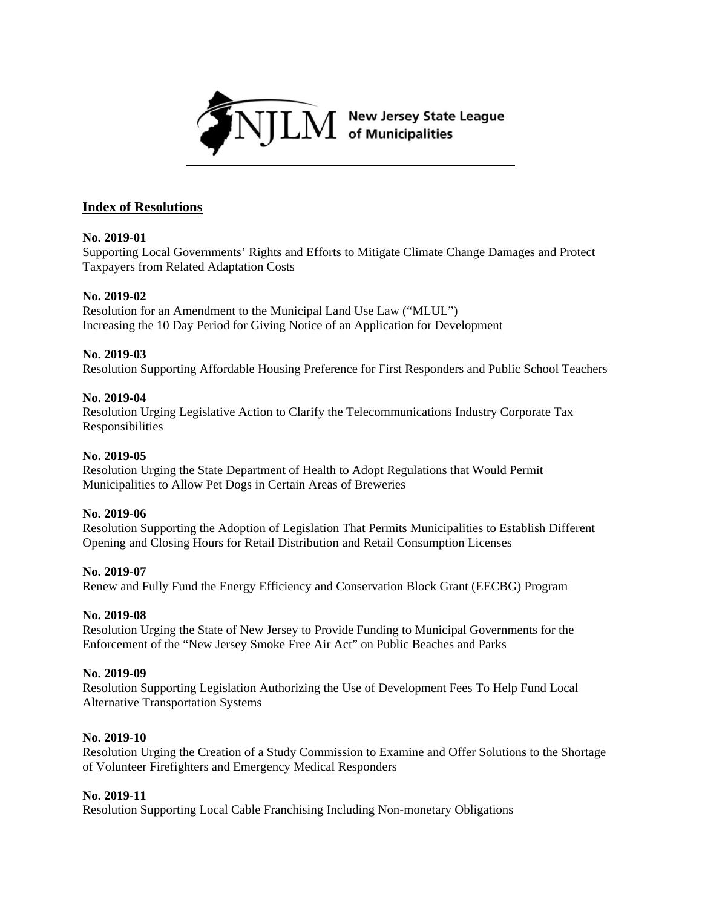NJLM New Jersey State League of Municipalities

## Index of Resolutions

**No. 2019-01**
Supporting Local Governments' Rights and Efforts to Mitigate Climate Change Damages and Protect Taxpayers from Related Adaptation Costs

**No. 2019-02**
Resolution for an Amendment to the Municipal Land Use Law ("MLUL")
Increasing the 10 Day Period for Giving Notice of an Application for Development

**No. 2019-03**
Resolution Supporting Affordable Housing Preference for First Responders and Public School Teachers

**No. 2019-04**
Resolution Urging Legislative Action to Clarify the Telecommunications Industry Corporate Tax Responsibilities

**No. 2019-05**
Resolution Urging the State Department of Health to Adopt Regulations that Would Permit Municipalities to Allow Pet Dogs in Certain Areas of Breweries

**No. 2019-06**
Resolution Supporting the Adoption of Legislation That Permits Municipalities to Establish Different Opening and Closing Hours for Retail Distribution and Retail Consumption Licenses

**No. 2019-07**
Renew and Fully Fund the Energy Efficiency and Conservation Block Grant (EECBG) Program

**No. 2019-08**
Resolution Urging the State of New Jersey to Provide Funding to Municipal Governments for the Enforcement of the "New Jersey Smoke Free Air Act" on Public Beaches and Parks

**No. 2019-09**
Resolution Supporting Legislation Authorizing the Use of Development Fees To Help Fund Local Alternative Transportation Systems

**No. 2019-10**
Resolution Urging the Creation of a Study Commission to Examine and Offer Solutions to the Shortage of Volunteer Firefighters and Emergency Medical Responders

**No. 2019-11**
Resolution Supporting Local Cable Franchising Including Non-monetary Obligations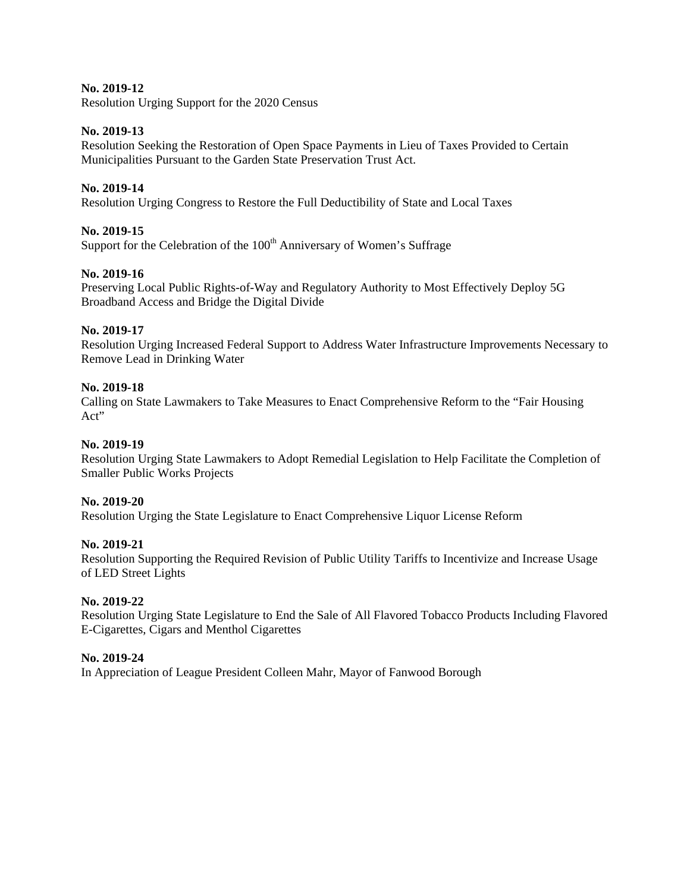**No. 2019-12**
Resolution Urging Support for the 2020 Census

**No. 2019-13**
Resolution Seeking the Restoration of Open Space Payments in Lieu of Taxes Provided to Certain Municipalities Pursuant to the Garden State Preservation Trust Act.

**No. 2019-14**
Resolution Urging Congress to Restore the Full Deductibility of State and Local Taxes

**No. 2019-15**
Support for the Celebration of the 100th Anniversary of Women's Suffrage

**No. 2019-16**
Preserving Local Public Rights-of-Way and Regulatory Authority to Most Effectively Deploy 5G Broadband Access and Bridge the Digital Divide

**No. 2019-17**
Resolution Urging Increased Federal Support to Address Water Infrastructure Improvements Necessary to Remove Lead in Drinking Water

**No. 2019-18**
Calling on State Lawmakers to Take Measures to Enact Comprehensive Reform to the "Fair Housing Act"

**No. 2019-19**
Resolution Urging State Lawmakers to Adopt Remedial Legislation to Help Facilitate the Completion of Smaller Public Works Projects

**No. 2019-20**
Resolution Urging the State Legislature to Enact Comprehensive Liquor License Reform

**No. 2019-21**
Resolution Supporting the Required Revision of Public Utility Tariffs to Incentivize and Increase Usage of LED Street Lights

**No. 2019-22**
Resolution Urging State Legislature to End the Sale of All Flavored Tobacco Products Including Flavored E-Cigarettes, Cigars and Menthol Cigarettes

**No. 2019-24**
In Appreciation of League President Colleen Mahr, Mayor of Fanwood Borough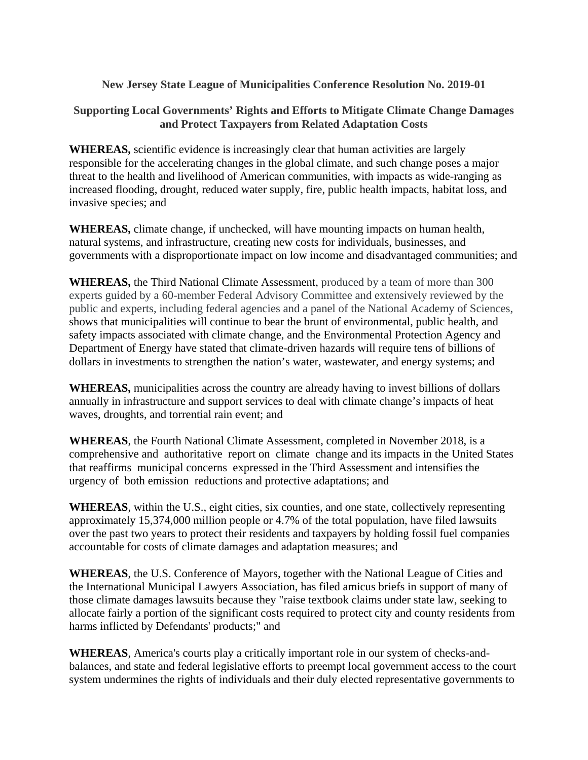**New Jersey State League of Municipalities Conference Resolution No. 2019-01**

**Supporting Local Governments' Rights and Efforts to Mitigate Climate Change Damages and Protect Taxpayers from Related Adaptation Costs**

**WHEREAS,** scientific evidence is increasingly clear that human activities are largely responsible for the accelerating changes in the global climate, and such change poses a major threat to the health and livelihood of American communities, with impacts as wide-ranging as increased flooding, drought, reduced water supply, fire, public health impacts, habitat loss, and invasive species; and

**WHEREAS,** climate change, if unchecked, will have mounting impacts on human health, natural systems, and infrastructure, creating new costs for individuals, businesses, and governments with a disproportionate impact on low income and disadvantaged communities; and

**WHEREAS,** the Third National Climate Assessment, produced by a team of more than 300 experts guided by a 60-member Federal Advisory Committee and extensively reviewed by the public and experts, including federal agencies and a panel of the National Academy of Sciences, shows that municipalities will continue to bear the brunt of environmental, public health, and safety impacts associated with climate change, and the Environmental Protection Agency and Department of Energy have stated that climate-driven hazards will require tens of billions of dollars in investments to strengthen the nation's water, wastewater, and energy systems; and

**WHEREAS,** municipalities across the country are already having to invest billions of dollars annually in infrastructure and support services to deal with climate change's impacts of heat waves, droughts, and torrential rain event; and

**WHEREAS**, the Fourth National Climate Assessment, completed in November 2018, is a comprehensive and authoritative report on climate change and its impacts in the United States that reaffirms municipal concerns expressed in the Third Assessment and intensifies the urgency of both emission reductions and protective adaptations; and

**WHEREAS**, within the U.S., eight cities, six counties, and one state, collectively representing approximately 15,374,000 million people or 4.7% of the total population, have filed lawsuits over the past two years to protect their residents and taxpayers by holding fossil fuel companies accountable for costs of climate damages and adaptation measures; and

**WHEREAS**, the U.S. Conference of Mayors, together with the National League of Cities and the International Municipal Lawyers Association, has filed amicus briefs in support of many of those climate damages lawsuits because they "raise textbook claims under state law, seeking to allocate fairly a portion of the significant costs required to protect city and county residents from harms inflicted by Defendants' products;" and

**WHEREAS**, America's courts play a critically important role in our system of checks-and-balances, and state and federal legislative efforts to preempt local government access to the court system undermines the rights of individuals and their duly elected representative governments to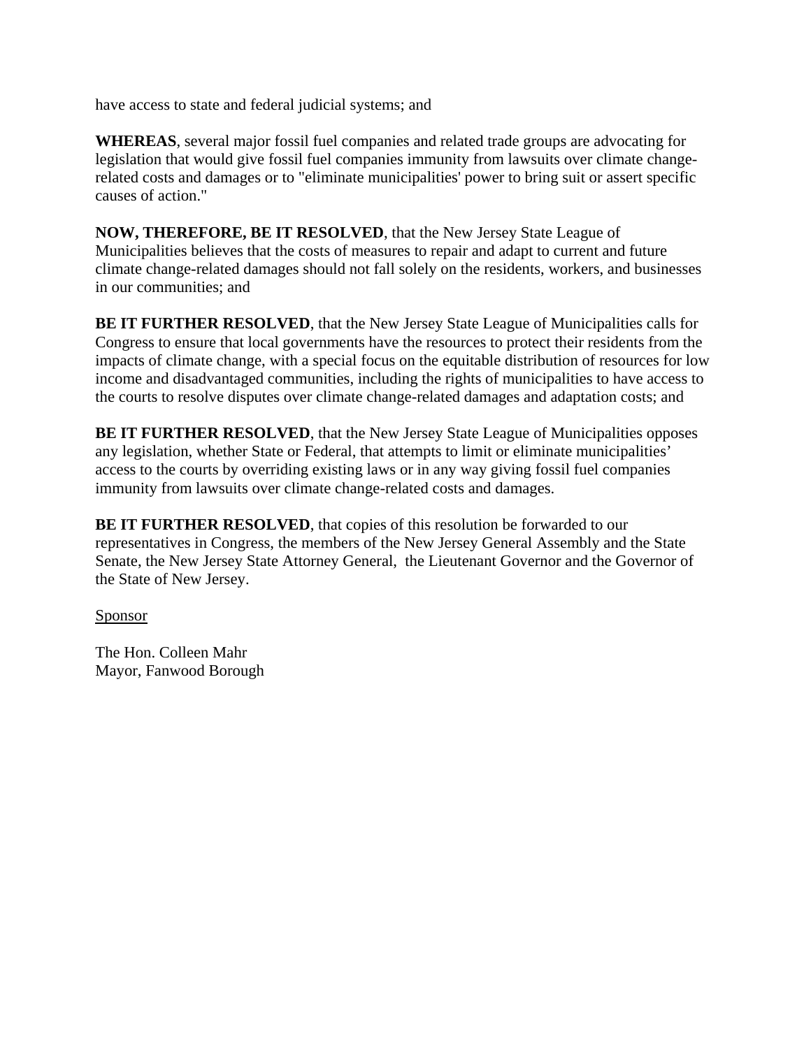have access to state and federal judicial systems; and

**WHEREAS**, several major fossil fuel companies and related trade groups are advocating for legislation that would give fossil fuel companies immunity from lawsuits over climate change-related costs and damages or to "eliminate municipalities' power to bring suit or assert specific causes of action."

**NOW, THEREFORE, BE IT RESOLVED**, that the New Jersey State League of Municipalities believes that the costs of measures to repair and adapt to current and future climate change-related damages should not fall solely on the residents, workers, and businesses in our communities; and

**BE IT FURTHER RESOLVED**, that the New Jersey State League of Municipalities calls for Congress to ensure that local governments have the resources to protect their residents from the impacts of climate change, with a special focus on the equitable distribution of resources for low income and disadvantaged communities, including the rights of municipalities to have access to the courts to resolve disputes over climate change-related damages and adaptation costs; and

**BE IT FURTHER RESOLVED**, that the New Jersey State League of Municipalities opposes any legislation, whether State or Federal, that attempts to limit or eliminate municipalities' access to the courts by overriding existing laws or in any way giving fossil fuel companies immunity from lawsuits over climate change-related costs and damages.

**BE IT FURTHER RESOLVED**, that copies of this resolution be forwarded to our representatives in Congress, the members of the New Jersey General Assembly and the State Senate, the New Jersey State Attorney General, the Lieutenant Governor and the Governor of the State of New Jersey.

Sponsor

The Hon. Colleen Mahr
Mayor, Fanwood Borough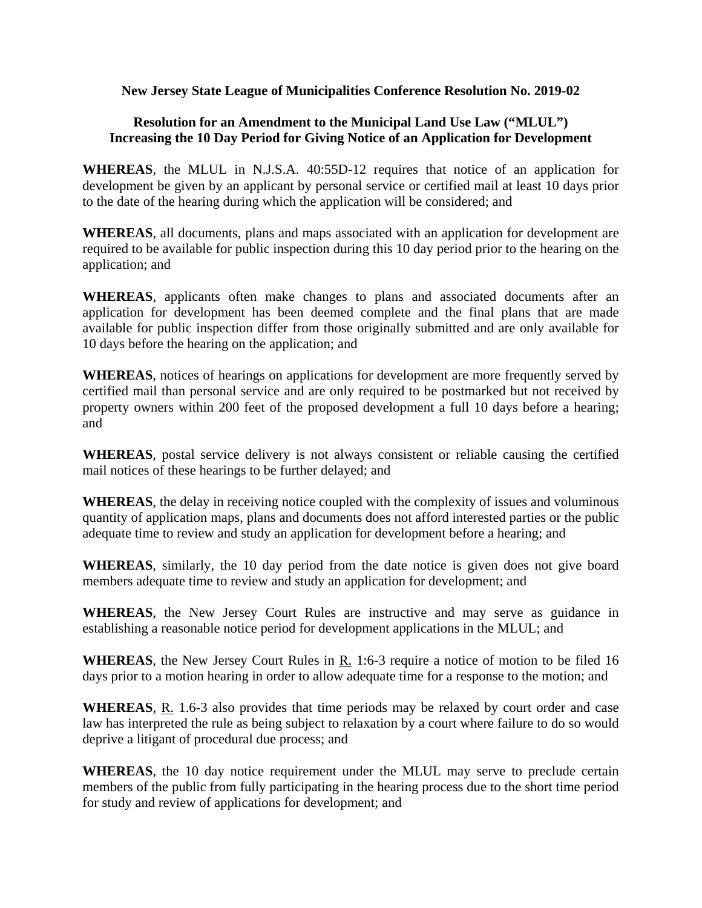**New Jersey State League of Municipalities Conference Resolution No. 2019-02**

**Resolution for an Amendment to the Municipal Land Use Law ("MLUL") Increasing the 10 Day Period for Giving Notice of an Application for Development**

**WHEREAS**, the MLUL in N.J.S.A. 40:55D-12 requires that notice of an application for development be given by an applicant by personal service or certified mail at least 10 days prior to the date of the hearing during which the application will be considered; and

**WHEREAS**, all documents, plans and maps associated with an application for development are required to be available for public inspection during this 10 day period prior to the hearing on the application; and

**WHEREAS**, applicants often make changes to plans and associated documents after an application for development has been deemed complete and the final plans that are made available for public inspection differ from those originally submitted and are only available for 10 days before the hearing on the application; and

**WHEREAS**, notices of hearings on applications for development are more frequently served by certified mail than personal service and are only required to be postmarked but not received by property owners within 200 feet of the proposed development a full 10 days before a hearing; and

**WHEREAS**, postal service delivery is not always consistent or reliable causing the certified mail notices of these hearings to be further delayed; and

**WHEREAS**, the delay in receiving notice coupled with the complexity of issues and voluminous quantity of application maps, plans and documents does not afford interested parties or the public adequate time to review and study an application for development before a hearing; and

**WHEREAS**, similarly, the 10 day period from the date notice is given does not give board members adequate time to review and study an application for development; and

**WHEREAS**, the New Jersey Court Rules are instructive and may serve as guidance in establishing a reasonable notice period for development applications in the MLUL; and

**WHEREAS**, the New Jersey Court Rules in R. 1:6-3 require a notice of motion to be filed 16 days prior to a motion hearing in order to allow adequate time for a response to the motion; and

**WHEREAS**, R. 1.6-3 also provides that time periods may be relaxed by court order and case law has interpreted the rule as being subject to relaxation by a court where failure to do so would deprive a litigant of procedural due process; and

**WHEREAS**, the 10 day notice requirement under the MLUL may serve to preclude certain members of the public from fully participating in the hearing process due to the short time period for study and review of applications for development; and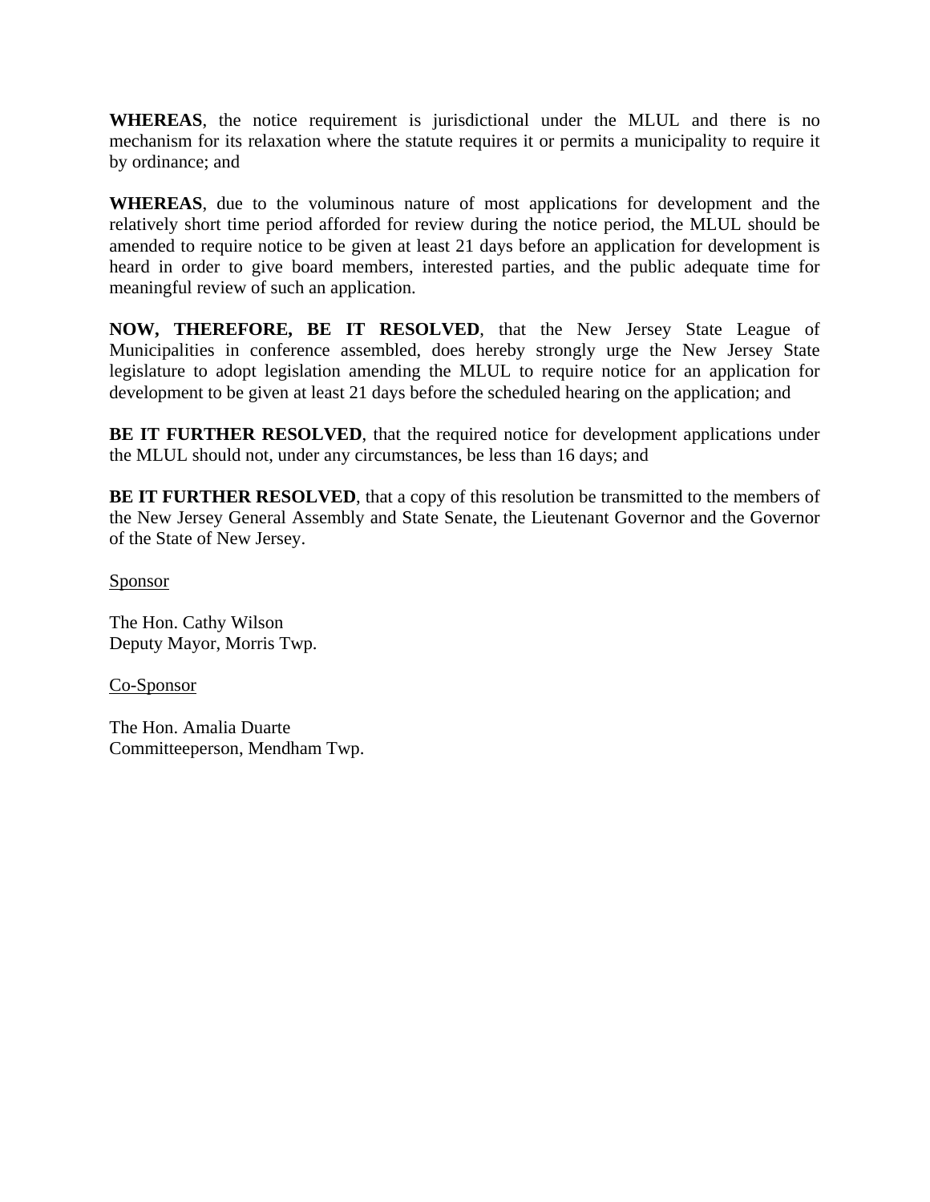**WHEREAS**, the notice requirement is jurisdictional under the MLUL and there is no mechanism for its relaxation where the statute requires it or permits a municipality to require it by ordinance; and

**WHEREAS**, due to the voluminous nature of most applications for development and the relatively short time period afforded for review during the notice period, the MLUL should be amended to require notice to be given at least 21 days before an application for development is heard in order to give board members, interested parties, and the public adequate time for meaningful review of such an application.

**NOW, THEREFORE, BE IT RESOLVED**, that the New Jersey State League of Municipalities in conference assembled, does hereby strongly urge the New Jersey State legislature to adopt legislation amending the MLUL to require notice for an application for development to be given at least 21 days before the scheduled hearing on the application; and

**BE IT FURTHER RESOLVED**, that the required notice for development applications under the MLUL should not, under any circumstances, be less than 16 days; and

**BE IT FURTHER RESOLVED**, that a copy of this resolution be transmitted to the members of the New Jersey General Assembly and State Senate, the Lieutenant Governor and the Governor of the State of New Jersey.

<u>Sponsor</u>

The Hon. Cathy Wilson
Deputy Mayor, Morris Twp.

<u>Co-Sponsor</u>

The Hon. Amalia Duarte
Committeeperson, Mendham Twp.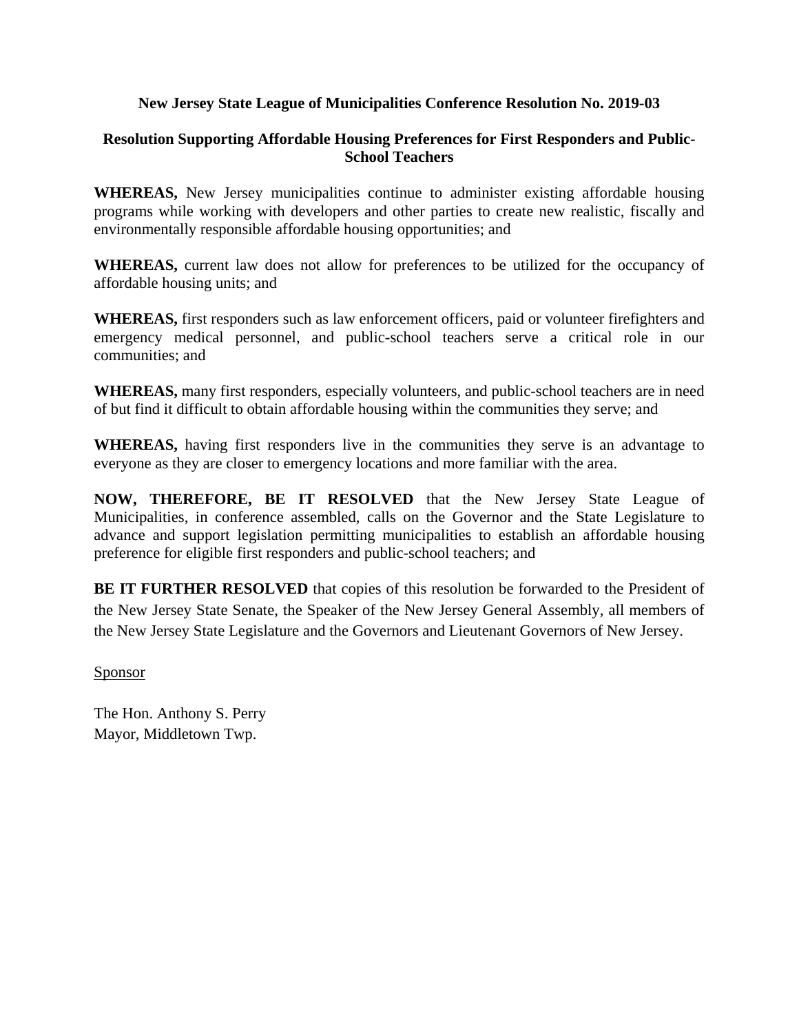**New Jersey State League of Municipalities Conference Resolution No. 2019-03**

**Resolution Supporting Affordable Housing Preferences for First Responders and Public-School Teachers**

**WHEREAS,** New Jersey municipalities continue to administer existing affordable housing programs while working with developers and other parties to create new realistic, fiscally and environmentally responsible affordable housing opportunities; and

**WHEREAS,** current law does not allow for preferences to be utilized for the occupancy of affordable housing units; and

**WHEREAS,** first responders such as law enforcement officers, paid or volunteer firefighters and emergency medical personnel, and public-school teachers serve a critical role in our communities; and

**WHEREAS,** many first responders, especially volunteers, and public-school teachers are in need of but find it difficult to obtain affordable housing within the communities they serve; and

**WHEREAS,** having first responders live in the communities they serve is an advantage to everyone as they are closer to emergency locations and more familiar with the area.

**NOW, THEREFORE, BE IT RESOLVED** that the New Jersey State League of Municipalities, in conference assembled, calls on the Governor and the State Legislature to advance and support legislation permitting municipalities to establish an affordable housing preference for eligible first responders and public-school teachers; and

**BE IT FURTHER RESOLVED** that copies of this resolution be forwarded to the President of the New Jersey State Senate, the Speaker of the New Jersey General Assembly, all members of the New Jersey State Legislature and the Governors and Lieutenant Governors of New Jersey.

Sponsor

The Hon. Anthony S. Perry
Mayor, Middletown Twp.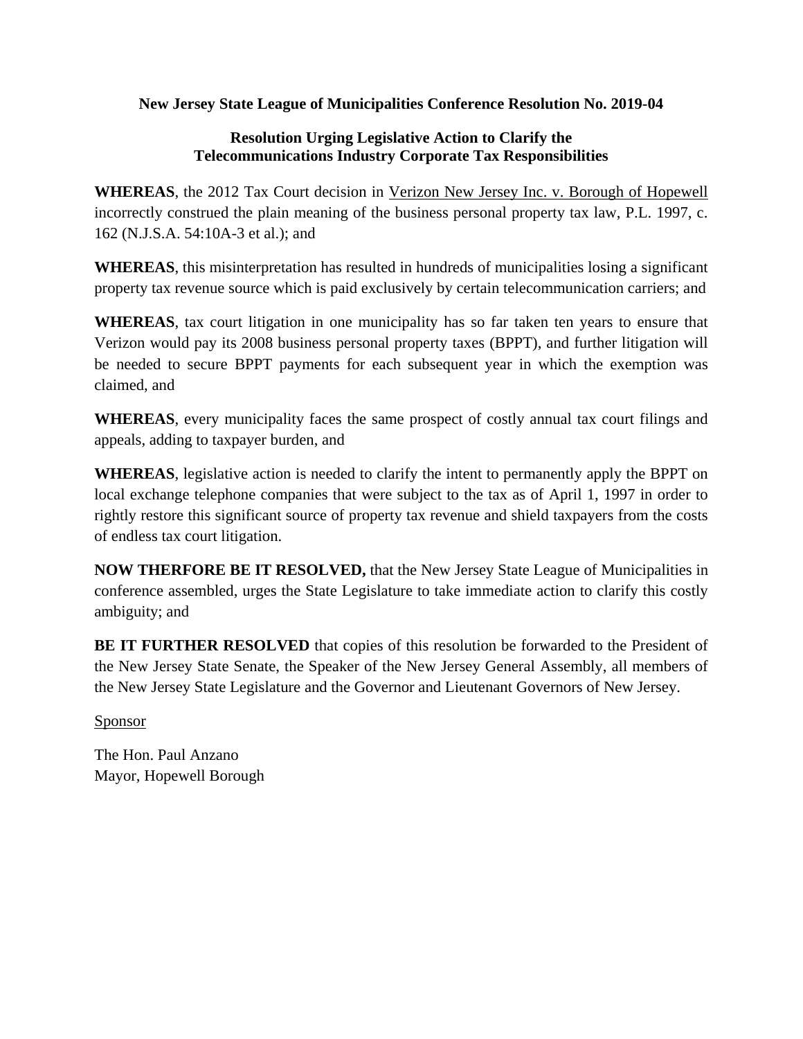**New Jersey State League of Municipalities Conference Resolution No. 2019-04**

**Resolution Urging Legislative Action to Clarify the Telecommunications Industry Corporate Tax Responsibilities**

**WHEREAS**, the 2012 Tax Court decision in Verizon New Jersey Inc. v. Borough of Hopewell incorrectly construed the plain meaning of the business personal property tax law, P.L. 1997, c. 162 (N.J.S.A. 54:10A-3 et al.); and

**WHEREAS**, this misinterpretation has resulted in hundreds of municipalities losing a significant property tax revenue source which is paid exclusively by certain telecommunication carriers; and

**WHEREAS**, tax court litigation in one municipality has so far taken ten years to ensure that Verizon would pay its 2008 business personal property taxes (BPPT), and further litigation will be needed to secure BPPT payments for each subsequent year in which the exemption was claimed, and

**WHEREAS**, every municipality faces the same prospect of costly annual tax court filings and appeals, adding to taxpayer burden, and

**WHEREAS**, legislative action is needed to clarify the intent to permanently apply the BPPT on local exchange telephone companies that were subject to the tax as of April 1, 1997 in order to rightly restore this significant source of property tax revenue and shield taxpayers from the costs of endless tax court litigation.

**NOW THERFORE BE IT RESOLVED,** that the New Jersey State League of Municipalities in conference assembled, urges the State Legislature to take immediate action to clarify this costly ambiguity; and

**BE IT FURTHER RESOLVED** that copies of this resolution be forwarded to the President of the New Jersey State Senate, the Speaker of the New Jersey General Assembly, all members of the New Jersey State Legislature and the Governor and Lieutenant Governors of New Jersey.

Sponsor

The Hon. Paul Anzano
Mayor, Hopewell Borough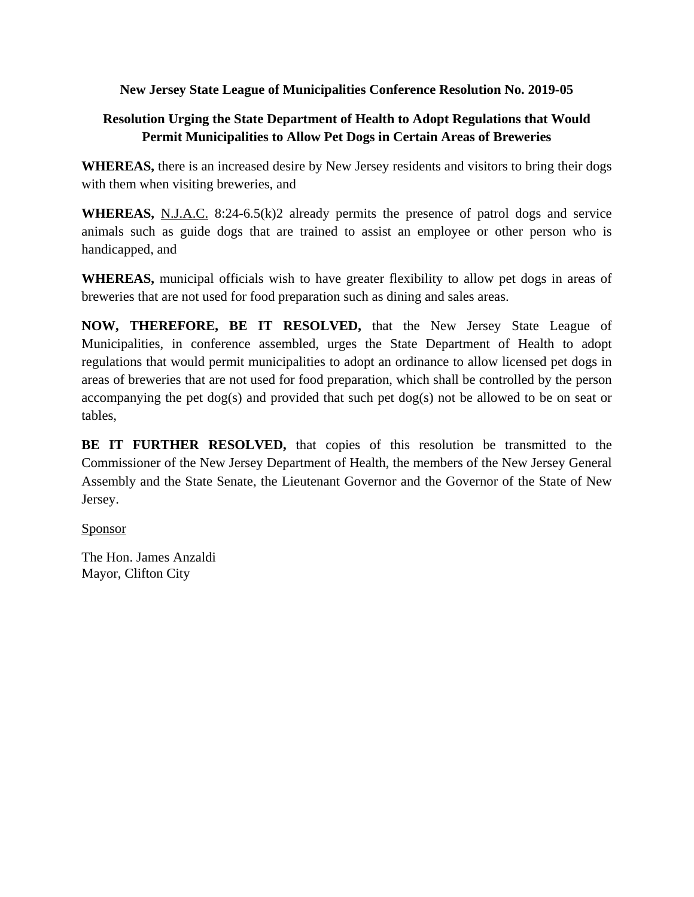**New Jersey State League of Municipalities Conference Resolution No. 2019-05**

**Resolution Urging the State Department of Health to Adopt Regulations that Would Permit Municipalities to Allow Pet Dogs in Certain Areas of Breweries**

**WHEREAS,** there is an increased desire by New Jersey residents and visitors to bring their dogs with them when visiting breweries, and

**WHEREAS,** N.J.A.C. 8:24-6.5(k)2 already permits the presence of patrol dogs and service animals such as guide dogs that are trained to assist an employee or other person who is handicapped, and

**WHEREAS,** municipal officials wish to have greater flexibility to allow pet dogs in areas of breweries that are not used for food preparation such as dining and sales areas.

**NOW, THEREFORE, BE IT RESOLVED,** that the New Jersey State League of Municipalities, in conference assembled, urges the State Department of Health to adopt regulations that would permit municipalities to adopt an ordinance to allow licensed pet dogs in areas of breweries that are not used for food preparation, which shall be controlled by the person accompanying the pet dog(s) and provided that such pet dog(s) not be allowed to be on seat or tables,

**BE IT FURTHER RESOLVED,** that copies of this resolution be transmitted to the Commissioner of the New Jersey Department of Health, the members of the New Jersey General Assembly and the State Senate, the Lieutenant Governor and the Governor of the State of New Jersey.

Sponsor

The Hon. James Anzaldi
Mayor, Clifton City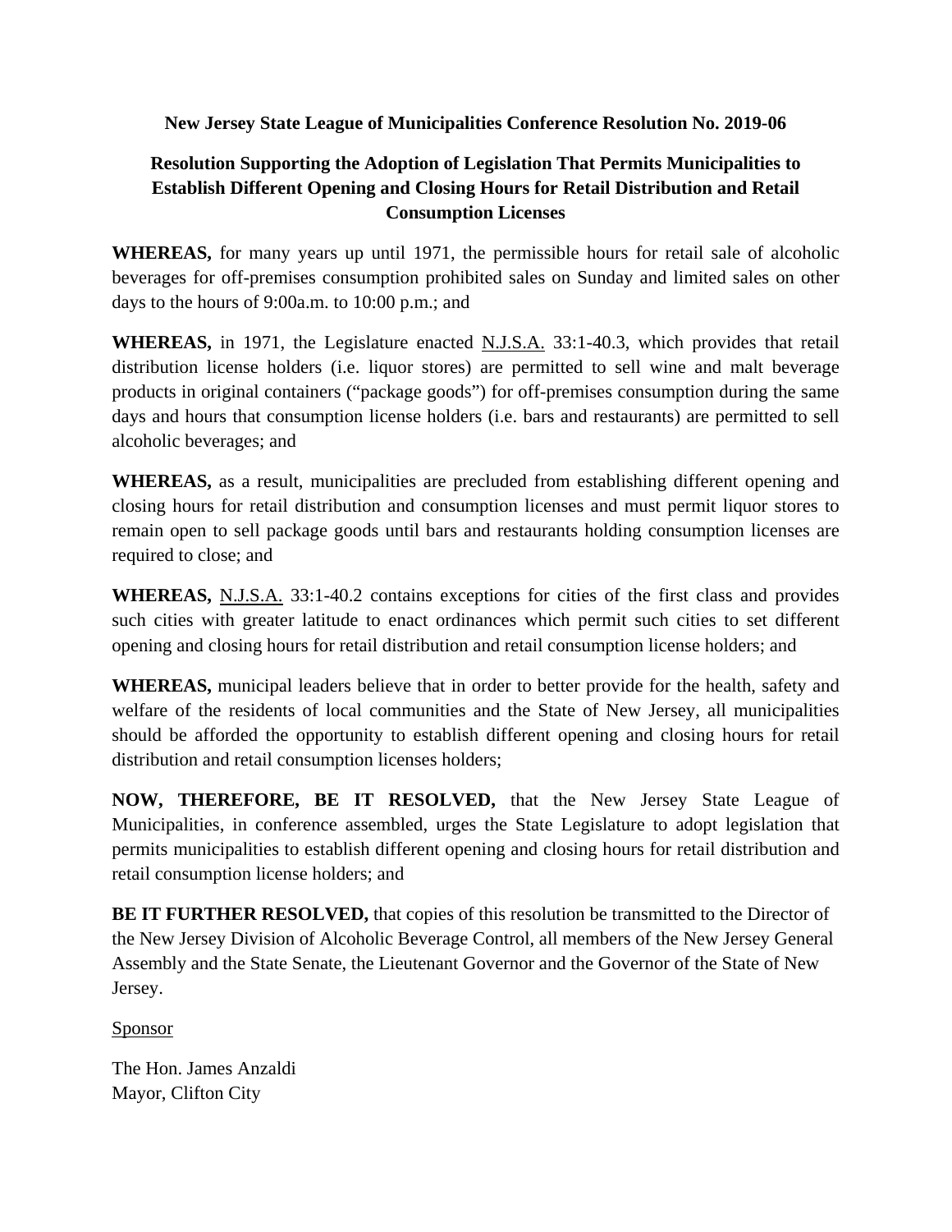**New Jersey State League of Municipalities Conference Resolution No. 2019-06**

**Resolution Supporting the Adoption of Legislation That Permits Municipalities to Establish Different Opening and Closing Hours for Retail Distribution and Retail Consumption Licenses**

**WHEREAS,** for many years up until 1971, the permissible hours for retail sale of alcoholic beverages for off-premises consumption prohibited sales on Sunday and limited sales on other days to the hours of 9:00a.m. to 10:00 p.m.; and

**WHEREAS,** in 1971, the Legislature enacted N.J.S.A. 33:1-40.3, which provides that retail distribution license holders (i.e. liquor stores) are permitted to sell wine and malt beverage products in original containers ("package goods") for off-premises consumption during the same days and hours that consumption license holders (i.e. bars and restaurants) are permitted to sell alcoholic beverages; and

**WHEREAS,** as a result, municipalities are precluded from establishing different opening and closing hours for retail distribution and consumption licenses and must permit liquor stores to remain open to sell package goods until bars and restaurants holding consumption licenses are required to close; and

**WHEREAS,** N.J.S.A. 33:1-40.2 contains exceptions for cities of the first class and provides such cities with greater latitude to enact ordinances which permit such cities to set different opening and closing hours for retail distribution and retail consumption license holders; and

**WHEREAS,** municipal leaders believe that in order to better provide for the health, safety and welfare of the residents of local communities and the State of New Jersey, all municipalities should be afforded the opportunity to establish different opening and closing hours for retail distribution and retail consumption licenses holders;

**NOW, THEREFORE, BE IT RESOLVED,** that the New Jersey State League of Municipalities, in conference assembled, urges the State Legislature to adopt legislation that permits municipalities to establish different opening and closing hours for retail distribution and retail consumption license holders; and

**BE IT FURTHER RESOLVED,** that copies of this resolution be transmitted to the Director of the New Jersey Division of Alcoholic Beverage Control, all members of the New Jersey General Assembly and the State Senate, the Lieutenant Governor and the Governor of the State of New Jersey.

Sponsor

The Hon. James Anzaldi
Mayor, Clifton City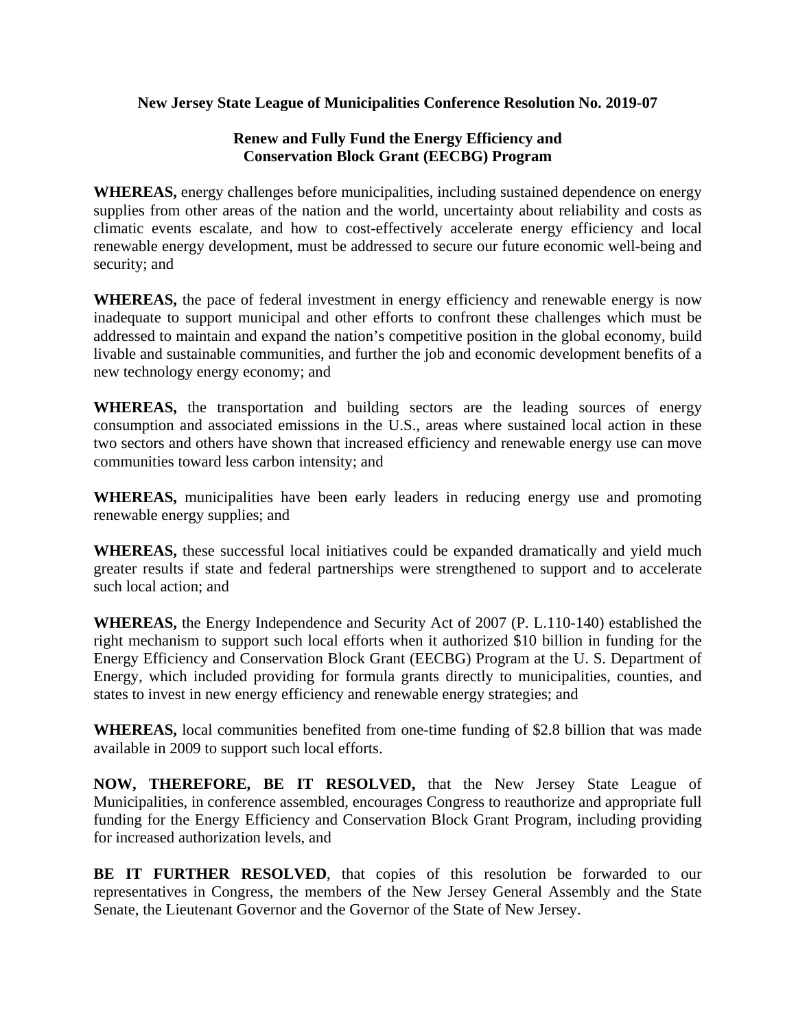**New Jersey State League of Municipalities Conference Resolution No. 2019-07**

**Renew and Fully Fund the Energy Efficiency and Conservation Block Grant (EECBG) Program**

**WHEREAS,** energy challenges before municipalities, including sustained dependence on energy supplies from other areas of the nation and the world, uncertainty about reliability and costs as climatic events escalate, and how to cost-effectively accelerate energy efficiency and local renewable energy development, must be addressed to secure our future economic well-being and security; and

**WHEREAS,** the pace of federal investment in energy efficiency and renewable energy is now inadequate to support municipal and other efforts to confront these challenges which must be addressed to maintain and expand the nation's competitive position in the global economy, build livable and sustainable communities, and further the job and economic development benefits of a new technology energy economy; and

**WHEREAS,** the transportation and building sectors are the leading sources of energy consumption and associated emissions in the U.S., areas where sustained local action in these two sectors and others have shown that increased efficiency and renewable energy use can move communities toward less carbon intensity; and

**WHEREAS,** municipalities have been early leaders in reducing energy use and promoting renewable energy supplies; and

**WHEREAS,** these successful local initiatives could be expanded dramatically and yield much greater results if state and federal partnerships were strengthened to support and to accelerate such local action; and

**WHEREAS,** the Energy Independence and Security Act of 2007 (P. L.110-140) established the right mechanism to support such local efforts when it authorized $10 billion in funding for the Energy Efficiency and Conservation Block Grant (EECBG) Program at the U. S. Department of Energy, which included providing for formula grants directly to municipalities, counties, and states to invest in new energy efficiency and renewable energy strategies; and

**WHEREAS,** local communities benefited from one-time funding of $2.8 billion that was made available in 2009 to support such local efforts.

**NOW, THEREFORE, BE IT RESOLVED,** that the New Jersey State League of Municipalities, in conference assembled, encourages Congress to reauthorize and appropriate full funding for the Energy Efficiency and Conservation Block Grant Program, including providing for increased authorization levels, and

**BE IT FURTHER RESOLVED**, that copies of this resolution be forwarded to our representatives in Congress, the members of the New Jersey General Assembly and the State Senate, the Lieutenant Governor and the Governor of the State of New Jersey.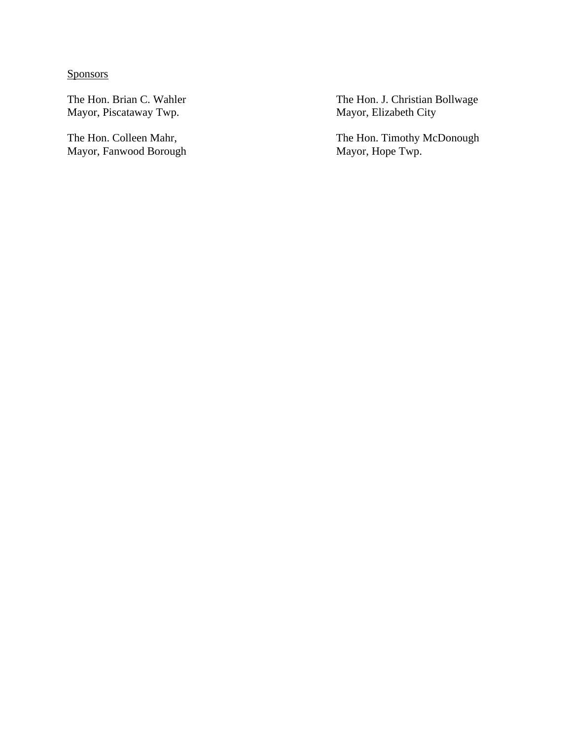<u>Sponsors</u>

The Hon. Brian C. Wahler
Mayor, Piscataway Twp.

The Hon. Colleen Mahr,
Mayor, Fanwood Borough

The Hon. J. Christian Bollwage
Mayor, Elizabeth City

The Hon. Timothy McDonough
Mayor, Hope Twp.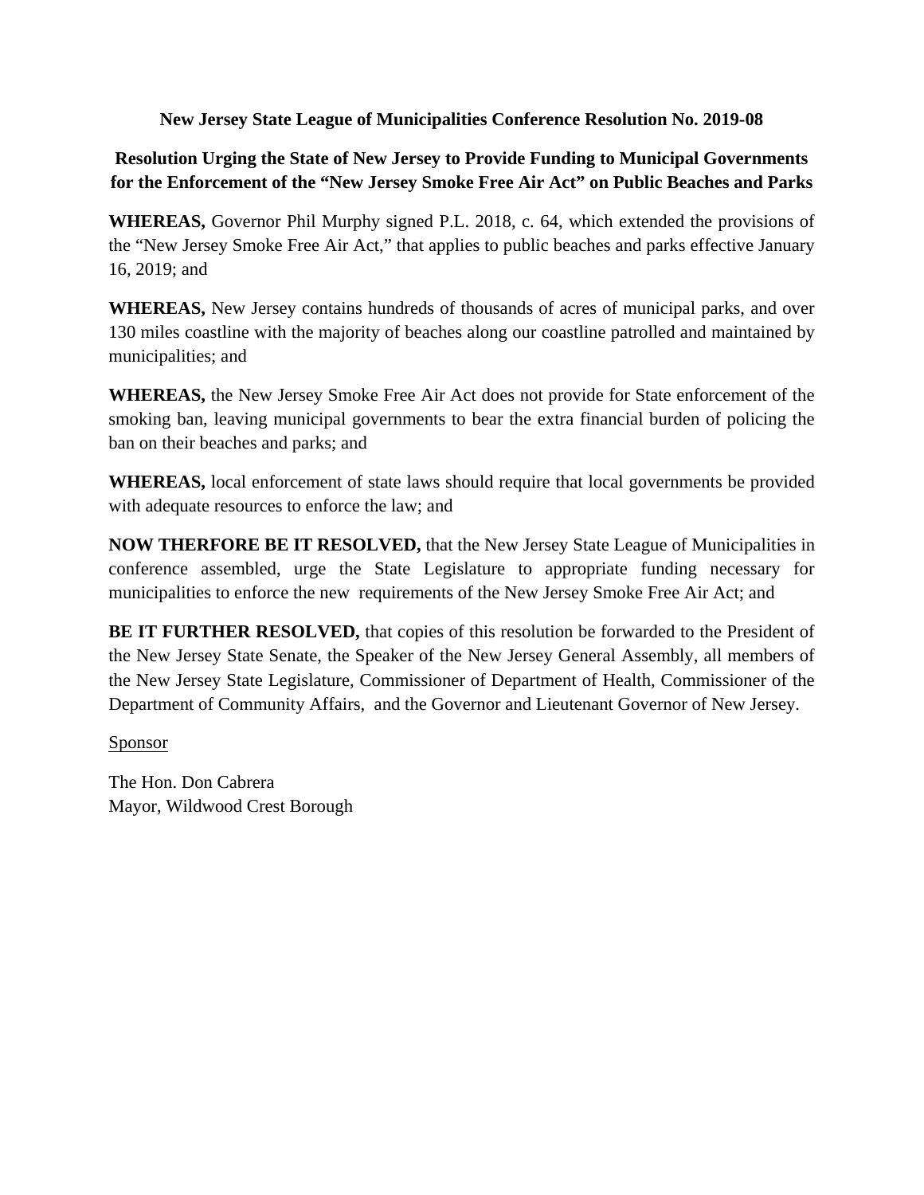**New Jersey State League of Municipalities Conference Resolution No. 2019-08**

**Resolution Urging the State of New Jersey to Provide Funding to Municipal Governments for the Enforcement of the "New Jersey Smoke Free Air Act" on Public Beaches and Parks**

**WHEREAS,** Governor Phil Murphy signed P.L. 2018, c. 64, which extended the provisions of the "New Jersey Smoke Free Air Act," that applies to public beaches and parks effective January 16, 2019; and

**WHEREAS,** New Jersey contains hundreds of thousands of acres of municipal parks, and over 130 miles coastline with the majority of beaches along our coastline patrolled and maintained by municipalities; and

**WHEREAS,** the New Jersey Smoke Free Air Act does not provide for State enforcement of the smoking ban, leaving municipal governments to bear the extra financial burden of policing the ban on their beaches and parks; and

**WHEREAS,** local enforcement of state laws should require that local governments be provided with adequate resources to enforce the law; and

**NOW THERFORE BE IT RESOLVED,** that the New Jersey State League of Municipalities in conference assembled, urge the State Legislature to appropriate funding necessary for municipalities to enforce the new requirements of the New Jersey Smoke Free Air Act; and

**BE IT FURTHER RESOLVED,** that copies of this resolution be forwarded to the President of the New Jersey State Senate, the Speaker of the New Jersey General Assembly, all members of the New Jersey State Legislature, Commissioner of Department of Health, Commissioner of the Department of Community Affairs, and the Governor and Lieutenant Governor of New Jersey.

<u>Sponsor</u>

The Hon. Don Cabrera
Mayor, Wildwood Crest Borough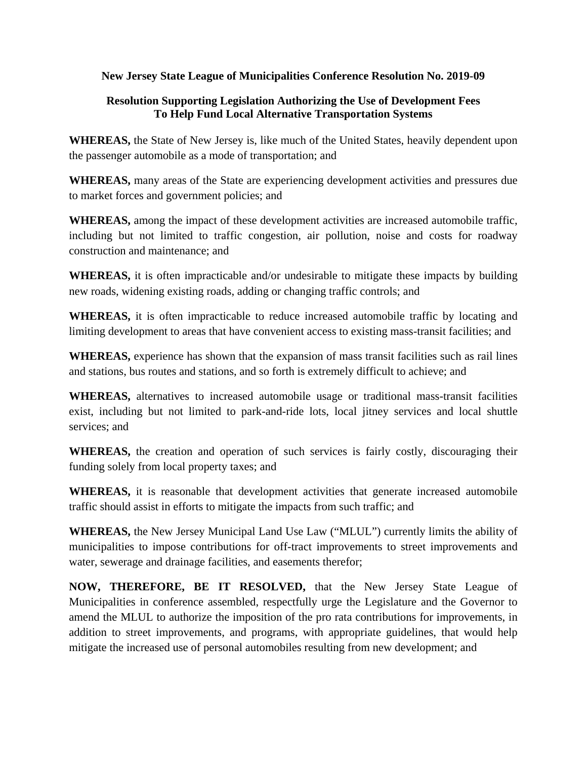**New Jersey State League of Municipalities Conference Resolution No. 2019-09**

**Resolution Supporting Legislation Authorizing the Use of Development Fees To Help Fund Local Alternative Transportation Systems**

**WHEREAS,** the State of New Jersey is, like much of the United States, heavily dependent upon the passenger automobile as a mode of transportation; and

**WHEREAS,** many areas of the State are experiencing development activities and pressures due to market forces and government policies; and

**WHEREAS,** among the impact of these development activities are increased automobile traffic, including but not limited to traffic congestion, air pollution, noise and costs for roadway construction and maintenance; and

**WHEREAS,** it is often impracticable and/or undesirable to mitigate these impacts by building new roads, widening existing roads, adding or changing traffic controls; and

**WHEREAS,** it is often impracticable to reduce increased automobile traffic by locating and limiting development to areas that have convenient access to existing mass-transit facilities; and

**WHEREAS,** experience has shown that the expansion of mass transit facilities such as rail lines and stations, bus routes and stations, and so forth is extremely difficult to achieve; and

**WHEREAS,** alternatives to increased automobile usage or traditional mass-transit facilities exist, including but not limited to park-and-ride lots, local jitney services and local shuttle services; and

**WHEREAS,** the creation and operation of such services is fairly costly, discouraging their funding solely from local property taxes; and

**WHEREAS,** it is reasonable that development activities that generate increased automobile traffic should assist in efforts to mitigate the impacts from such traffic; and

**WHEREAS,** the New Jersey Municipal Land Use Law ("MLUL") currently limits the ability of municipalities to impose contributions for off-tract improvements to street improvements and water, sewerage and drainage facilities, and easements therefor;

**NOW, THEREFORE, BE IT RESOLVED,** that the New Jersey State League of Municipalities in conference assembled, respectfully urge the Legislature and the Governor to amend the MLUL to authorize the imposition of the pro rata contributions for improvements, in addition to street improvements, and programs, with appropriate guidelines, that would help mitigate the increased use of personal automobiles resulting from new development; and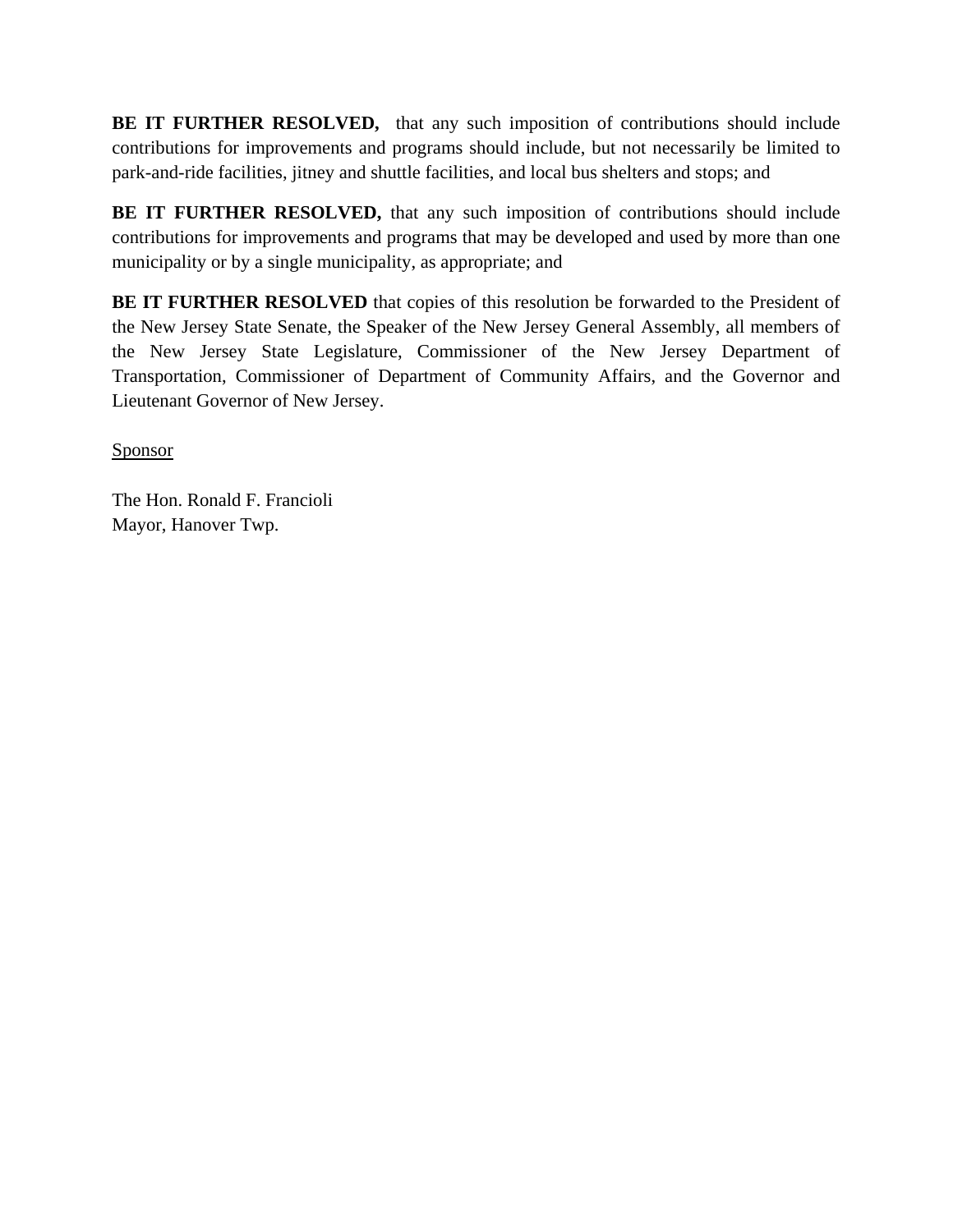**BE IT FURTHER RESOLVED,** that any such imposition of contributions should include contributions for improvements and programs should include, but not necessarily be limited to park-and-ride facilities, jitney and shuttle facilities, and local bus shelters and stops; and

**BE IT FURTHER RESOLVED,** that any such imposition of contributions should include contributions for improvements and programs that may be developed and used by more than one municipality or by a single municipality, as appropriate; and

**BE IT FURTHER RESOLVED** that copies of this resolution be forwarded to the President of the New Jersey State Senate, the Speaker of the New Jersey General Assembly, all members of the New Jersey State Legislature, Commissioner of the New Jersey Department of Transportation, Commissioner of Department of Community Affairs, and the Governor and Lieutenant Governor of New Jersey.

<u>Sponsor</u>

The Hon. Ronald F. Francioli
Mayor, Hanover Twp.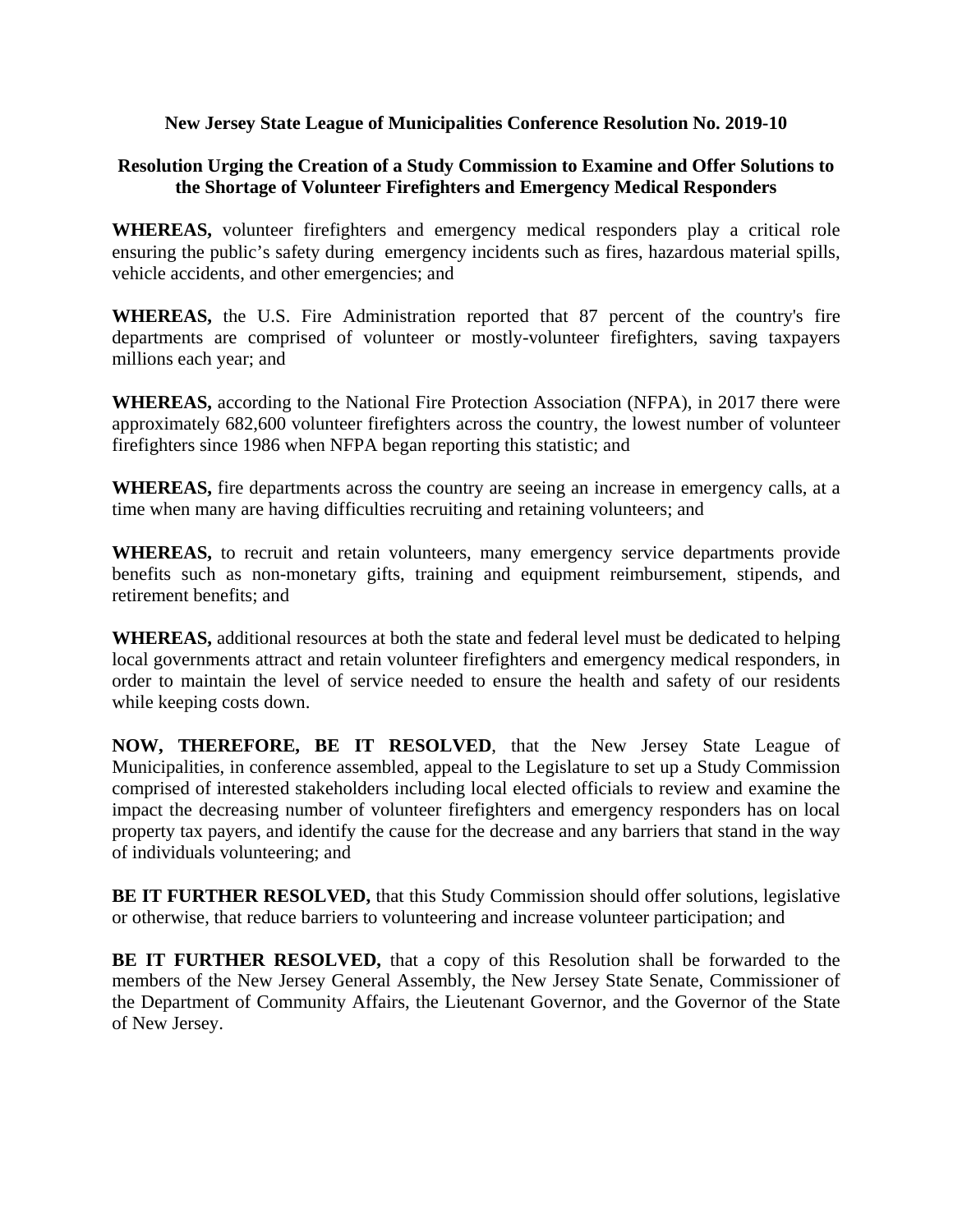**New Jersey State League of Municipalities Conference Resolution No. 2019-10**

**Resolution Urging the Creation of a Study Commission to Examine and Offer Solutions to the Shortage of Volunteer Firefighters and Emergency Medical Responders**

**WHEREAS,** volunteer firefighters and emergency medical responders play a critical role ensuring the public's safety during emergency incidents such as fires, hazardous material spills, vehicle accidents, and other emergencies; and

**WHEREAS,** the U.S. Fire Administration reported that 87 percent of the country's fire departments are comprised of volunteer or mostly-volunteer firefighters, saving taxpayers millions each year; and

**WHEREAS,** according to the National Fire Protection Association (NFPA), in 2017 there were approximately 682,600 volunteer firefighters across the country, the lowest number of volunteer firefighters since 1986 when NFPA began reporting this statistic; and

**WHEREAS,** fire departments across the country are seeing an increase in emergency calls, at a time when many are having difficulties recruiting and retaining volunteers; and

**WHEREAS,** to recruit and retain volunteers, many emergency service departments provide benefits such as non-monetary gifts, training and equipment reimbursement, stipends, and retirement benefits; and

**WHEREAS,** additional resources at both the state and federal level must be dedicated to helping local governments attract and retain volunteer firefighters and emergency medical responders, in order to maintain the level of service needed to ensure the health and safety of our residents while keeping costs down.

**NOW, THEREFORE, BE IT RESOLVED**, that the New Jersey State League of Municipalities, in conference assembled, appeal to the Legislature to set up a Study Commission comprised of interested stakeholders including local elected officials to review and examine the impact the decreasing number of volunteer firefighters and emergency responders has on local property tax payers, and identify the cause for the decrease and any barriers that stand in the way of individuals volunteering; and

**BE IT FURTHER RESOLVED,** that this Study Commission should offer solutions, legislative or otherwise, that reduce barriers to volunteering and increase volunteer participation; and

**BE IT FURTHER RESOLVED,** that a copy of this Resolution shall be forwarded to the members of the New Jersey General Assembly, the New Jersey State Senate, Commissioner of the Department of Community Affairs, the Lieutenant Governor, and the Governor of the State of New Jersey.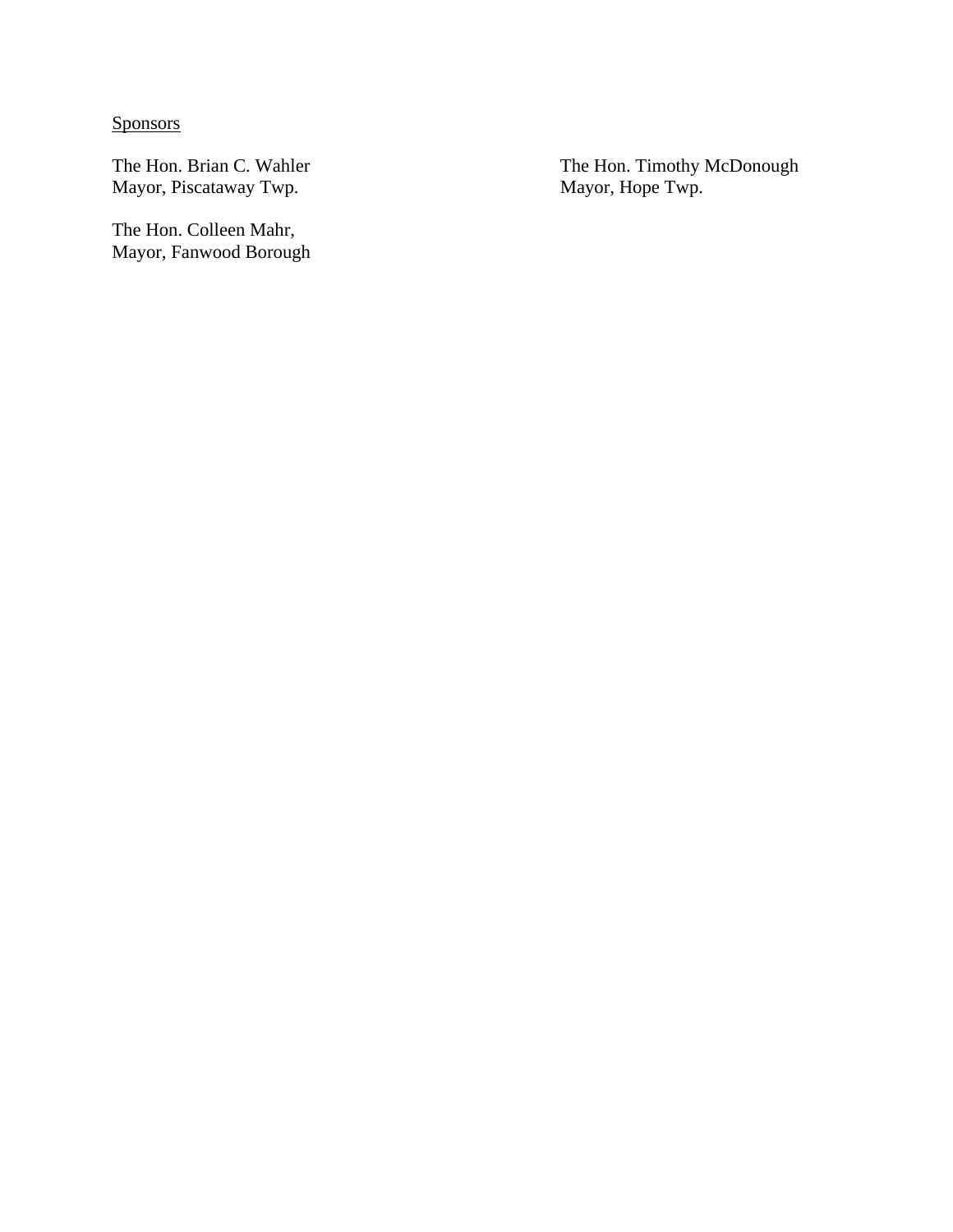<u>Sponsors</u>

The Hon. Brian C. Wahler
Mayor, Piscataway Twp.

The Hon. Colleen Mahr,
Mayor, Fanwood Borough

The Hon. Timothy McDonough
Mayor, Hope Twp.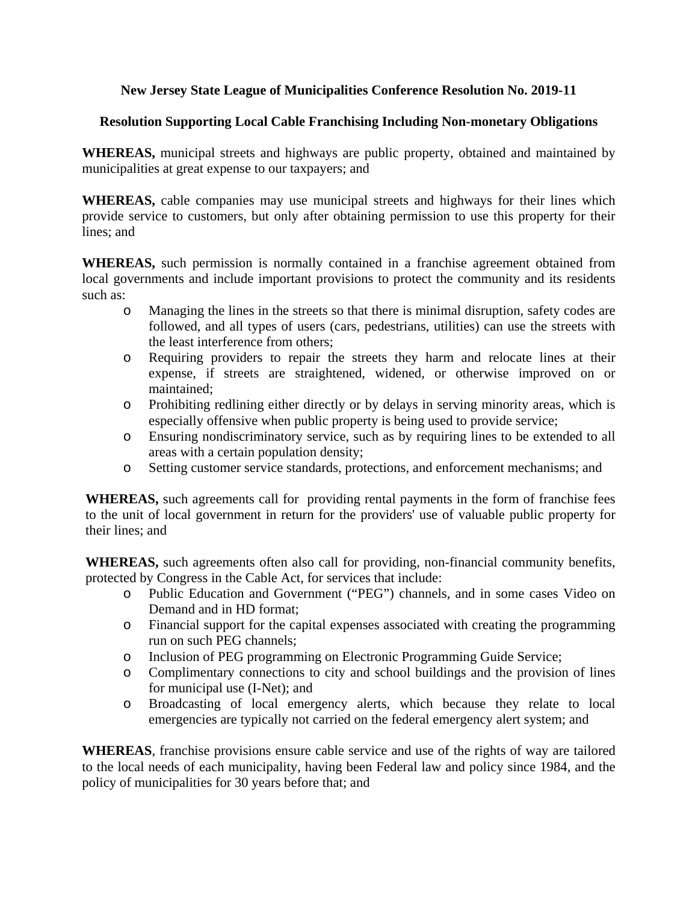**New Jersey State League of Municipalities Conference Resolution No. 2019-11**

**Resolution Supporting Local Cable Franchising Including Non-monetary Obligations**

**WHEREAS,** municipal streets and highways are public property, obtained and maintained by municipalities at great expense to our taxpayers; and

**WHEREAS,** cable companies may use municipal streets and highways for their lines which provide service to customers, but only after obtaining permission to use this property for their lines; and

**WHEREAS,** such permission is normally contained in a franchise agreement obtained from local governments and include important provisions to protect the community and its residents such as:

- Managing the lines in the streets so that there is minimal disruption, safety codes are followed, and all types of users (cars, pedestrians, utilities) can use the streets with the least interference from others;
- Requiring providers to repair the streets they harm and relocate lines at their expense, if streets are straightened, widened, or otherwise improved on or maintained;
- Prohibiting redlining either directly or by delays in serving minority areas, which is especially offensive when public property is being used to provide service;
- Ensuring nondiscriminatory service, such as by requiring lines to be extended to all areas with a certain population density;
- Setting customer service standards, protections, and enforcement mechanisms; and

**WHEREAS,** such agreements call for providing rental payments in the form of franchise fees to the unit of local government in return for the providers' use of valuable public property for their lines; and

**WHEREAS,** such agreements often also call for providing, non-financial community benefits, protected by Congress in the Cable Act, for services that include:

- Public Education and Government ("PEG") channels, and in some cases Video on Demand and in HD format;
- Financial support for the capital expenses associated with creating the programming run on such PEG channels;
- Inclusion of PEG programming on Electronic Programming Guide Service;
- Complimentary connections to city and school buildings and the provision of lines for municipal use (I-Net); and
- Broadcasting of local emergency alerts, which because they relate to local emergencies are typically not carried on the federal emergency alert system; and

**WHEREAS**, franchise provisions ensure cable service and use of the rights of way are tailored to the local needs of each municipality, having been Federal law and policy since 1984, and the policy of municipalities for 30 years before that; and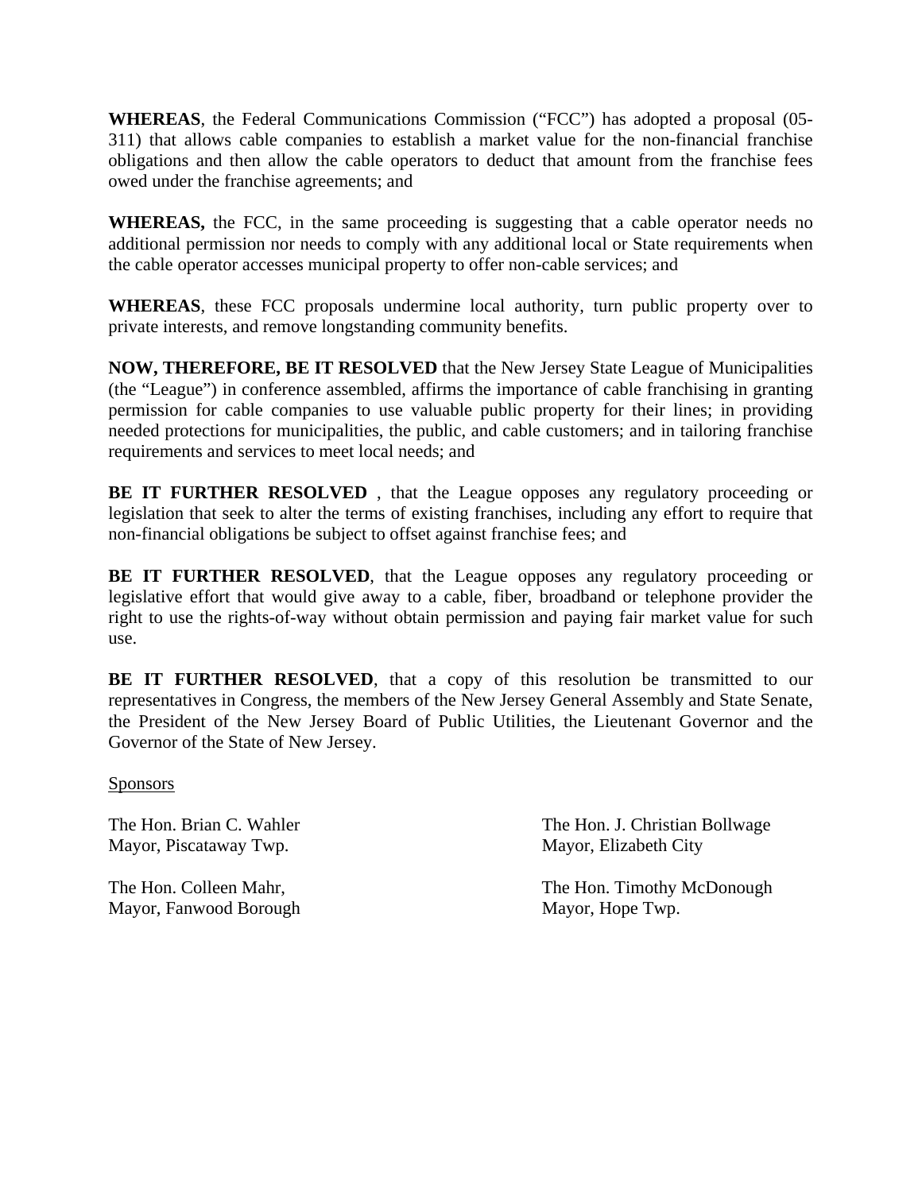**WHEREAS**, the Federal Communications Commission ("FCC") has adopted a proposal (05-311) that allows cable companies to establish a market value for the non-financial franchise obligations and then allow the cable operators to deduct that amount from the franchise fees owed under the franchise agreements; and

**WHEREAS,** the FCC, in the same proceeding is suggesting that a cable operator needs no additional permission nor needs to comply with any additional local or State requirements when the cable operator accesses municipal property to offer non-cable services; and

**WHEREAS**, these FCC proposals undermine local authority, turn public property over to private interests, and remove longstanding community benefits.

**NOW, THEREFORE, BE IT RESOLVED** that the New Jersey State League of Municipalities (the "League") in conference assembled, affirms the importance of cable franchising in granting permission for cable companies to use valuable public property for their lines; in providing needed protections for municipalities, the public, and cable customers; and in tailoring franchise requirements and services to meet local needs; and

**BE IT FURTHER RESOLVED** , that the League opposes any regulatory proceeding or legislation that seek to alter the terms of existing franchises, including any effort to require that non-financial obligations be subject to offset against franchise fees; and

**BE IT FURTHER RESOLVED**, that the League opposes any regulatory proceeding or legislative effort that would give away to a cable, fiber, broadband or telephone provider the right to use the rights-of-way without obtain permission and paying fair market value for such use.

**BE IT FURTHER RESOLVED**, that a copy of this resolution be transmitted to our representatives in Congress, the members of the New Jersey General Assembly and State Senate, the President of the New Jersey Board of Public Utilities, the Lieutenant Governor and the Governor of the State of New Jersey.

Sponsors

The Hon. Brian C. Wahler
Mayor, Piscataway Twp.

The Hon. J. Christian Bollwage
Mayor, Elizabeth City

The Hon. Colleen Mahr,
Mayor, Fanwood Borough

The Hon. Timothy McDonough
Mayor, Hope Twp.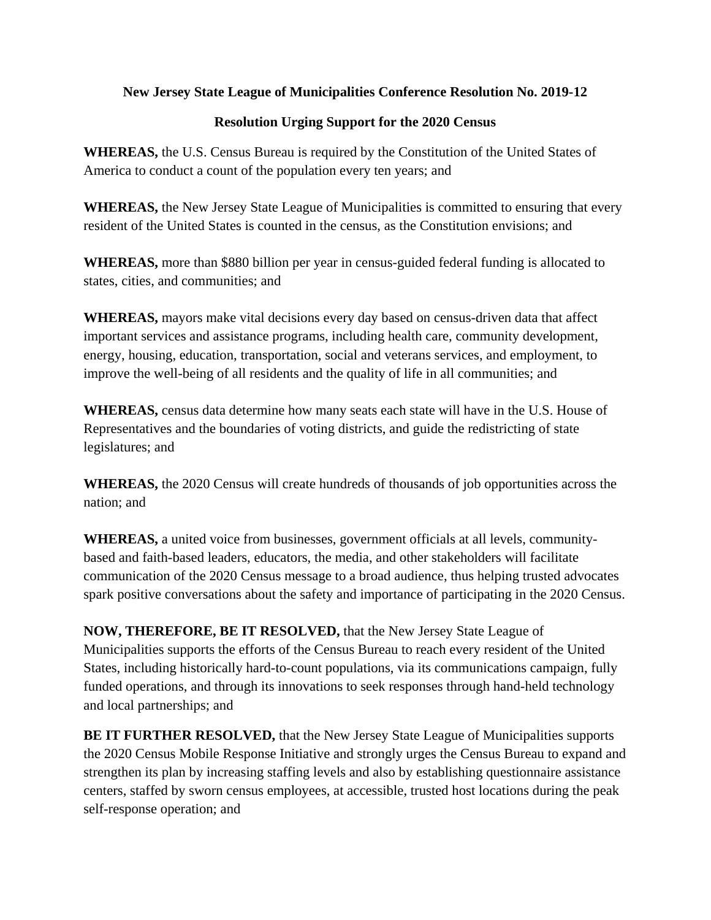**New Jersey State League of Municipalities Conference Resolution No. 2019-12**

**Resolution Urging Support for the 2020 Census**

**WHEREAS,** the U.S. Census Bureau is required by the Constitution of the United States of America to conduct a count of the population every ten years; and

**WHEREAS,** the New Jersey State League of Municipalities is committed to ensuring that every resident of the United States is counted in the census, as the Constitution envisions; and

**WHEREAS,** more than $880 billion per year in census-guided federal funding is allocated to states, cities, and communities; and

**WHEREAS,** mayors make vital decisions every day based on census-driven data that affect important services and assistance programs, including health care, community development, energy, housing, education, transportation, social and veterans services, and employment, to improve the well-being of all residents and the quality of life in all communities; and

**WHEREAS,** census data determine how many seats each state will have in the U.S. House of Representatives and the boundaries of voting districts, and guide the redistricting of state legislatures; and

**WHEREAS,** the 2020 Census will create hundreds of thousands of job opportunities across the nation; and

**WHEREAS,** a united voice from businesses, government officials at all levels, community-based and faith-based leaders, educators, the media, and other stakeholders will facilitate communication of the 2020 Census message to a broad audience, thus helping trusted advocates spark positive conversations about the safety and importance of participating in the 2020 Census.

**NOW, THEREFORE, BE IT RESOLVED,** that the New Jersey State League of Municipalities supports the efforts of the Census Bureau to reach every resident of the United States, including historically hard-to-count populations, via its communications campaign, fully funded operations, and through its innovations to seek responses through hand-held technology and local partnerships; and

**BE IT FURTHER RESOLVED,** that the New Jersey State League of Municipalities supports the 2020 Census Mobile Response Initiative and strongly urges the Census Bureau to expand and strengthen its plan by increasing staffing levels and also by establishing questionnaire assistance centers, staffed by sworn census employees, at accessible, trusted host locations during the peak self-response operation; and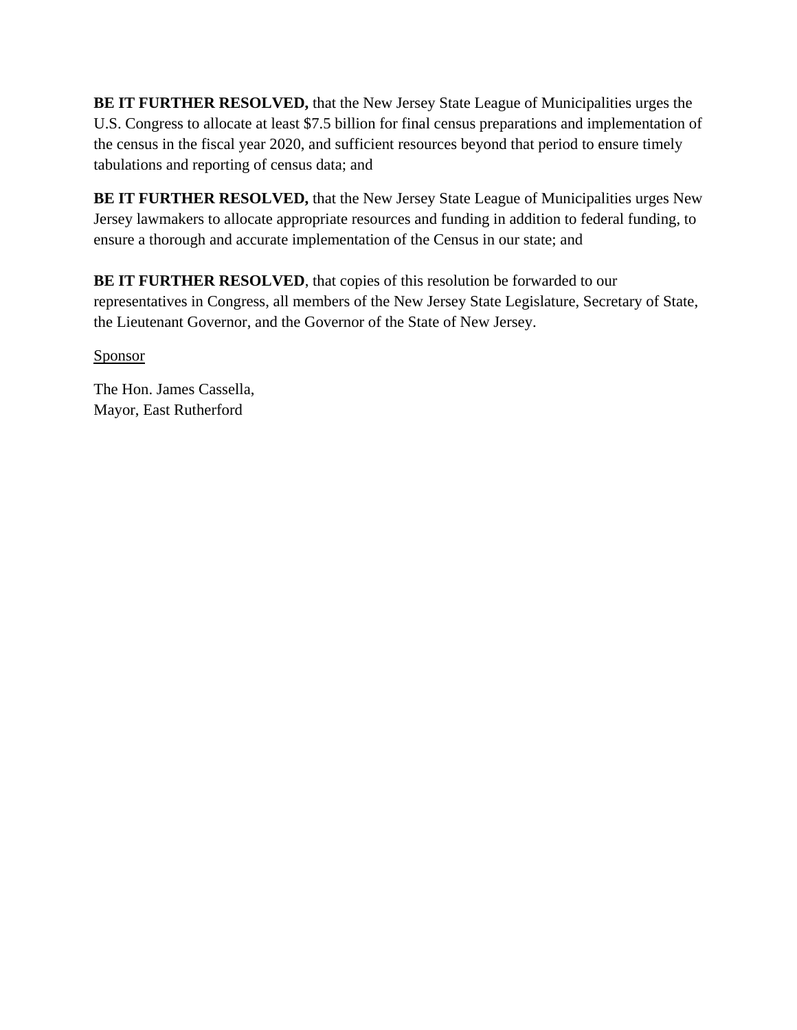**BE IT FURTHER RESOLVED,** that the New Jersey State League of Municipalities urges the U.S. Congress to allocate at least $7.5 billion for final census preparations and implementation of the census in the fiscal year 2020, and sufficient resources beyond that period to ensure timely tabulations and reporting of census data; and

**BE IT FURTHER RESOLVED,** that the New Jersey State League of Municipalities urges New Jersey lawmakers to allocate appropriate resources and funding in addition to federal funding, to ensure a thorough and accurate implementation of the Census in our state; and

**BE IT FURTHER RESOLVED**, that copies of this resolution be forwarded to our representatives in Congress, all members of the New Jersey State Legislature, Secretary of State, the Lieutenant Governor, and the Governor of the State of New Jersey.

<u>Sponsor</u>

The Hon. James Cassella,
Mayor, East Rutherford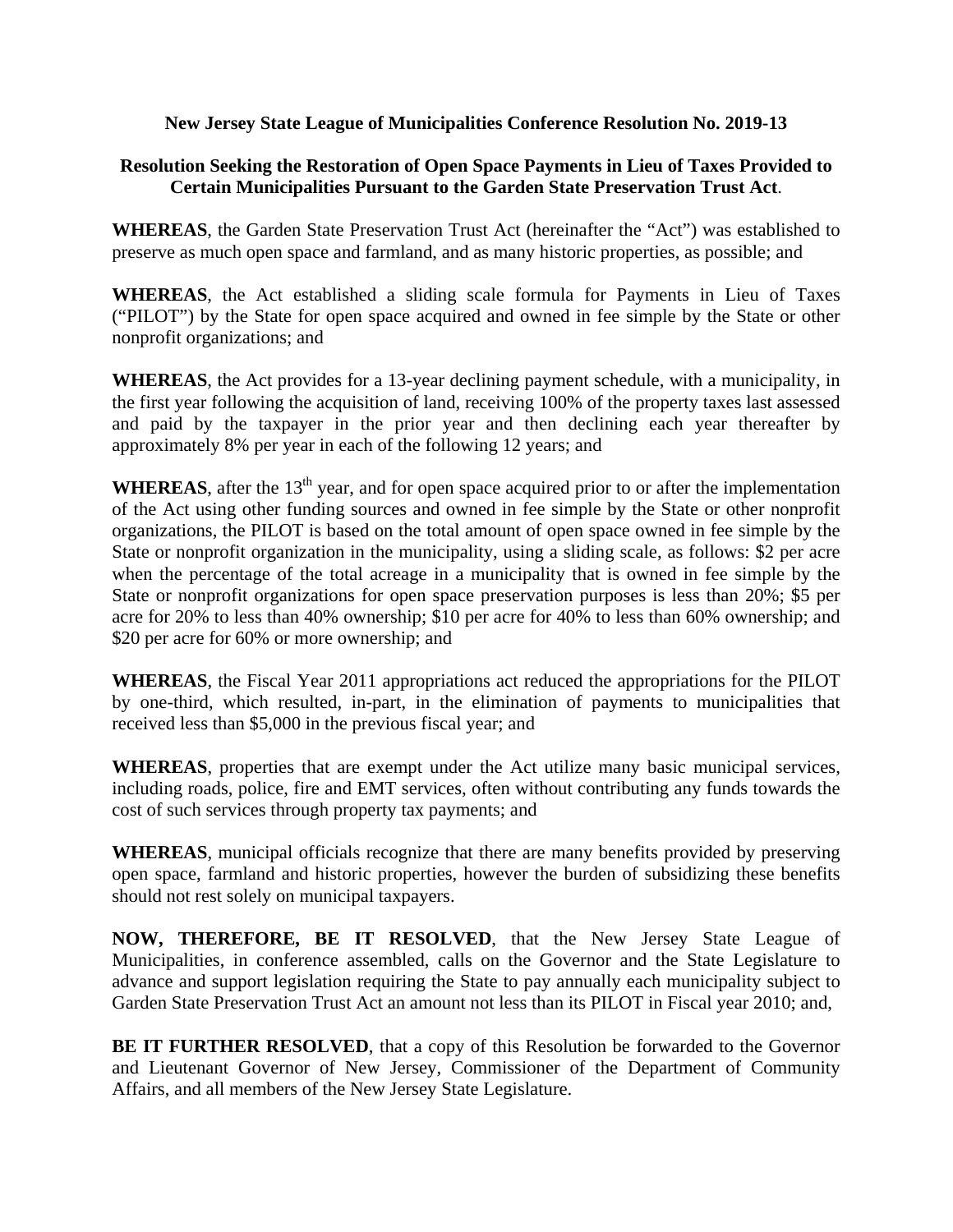**New Jersey State League of Municipalities Conference Resolution No. 2019-13**

**Resolution Seeking the Restoration of Open Space Payments in Lieu of Taxes Provided to Certain Municipalities Pursuant to the Garden State Preservation Trust Act**.

**WHEREAS**, the Garden State Preservation Trust Act (hereinafter the "Act") was established to preserve as much open space and farmland, and as many historic properties, as possible; and

**WHEREAS**, the Act established a sliding scale formula for Payments in Lieu of Taxes ("PILOT") by the State for open space acquired and owned in fee simple by the State or other nonprofit organizations; and

**WHEREAS**, the Act provides for a 13-year declining payment schedule, with a municipality, in the first year following the acquisition of land, receiving 100% of the property taxes last assessed and paid by the taxpayer in the prior year and then declining each year thereafter by approximately 8% per year in each of the following 12 years; and

**WHEREAS**, after the 13th year, and for open space acquired prior to or after the implementation of the Act using other funding sources and owned in fee simple by the State or other nonprofit organizations, the PILOT is based on the total amount of open space owned in fee simple by the State or nonprofit organization in the municipality, using a sliding scale, as follows: $2 per acre when the percentage of the total acreage in a municipality that is owned in fee simple by the State or nonprofit organizations for open space preservation purposes is less than 20%; $5 per acre for 20% to less than 40% ownership; $10 per acre for 40% to less than 60% ownership; and $20 per acre for 60% or more ownership; and

**WHEREAS**, the Fiscal Year 2011 appropriations act reduced the appropriations for the PILOT by one-third, which resulted, in-part, in the elimination of payments to municipalities that received less than $5,000 in the previous fiscal year; and

**WHEREAS**, properties that are exempt under the Act utilize many basic municipal services, including roads, police, fire and EMT services, often without contributing any funds towards the cost of such services through property tax payments; and

**WHEREAS**, municipal officials recognize that there are many benefits provided by preserving open space, farmland and historic properties, however the burden of subsidizing these benefits should not rest solely on municipal taxpayers.

**NOW, THEREFORE, BE IT RESOLVED**, that the New Jersey State League of Municipalities, in conference assembled, calls on the Governor and the State Legislature to advance and support legislation requiring the State to pay annually each municipality subject to Garden State Preservation Trust Act an amount not less than its PILOT in Fiscal year 2010; and,

**BE IT FURTHER RESOLVED**, that a copy of this Resolution be forwarded to the Governor and Lieutenant Governor of New Jersey, Commissioner of the Department of Community Affairs, and all members of the New Jersey State Legislature.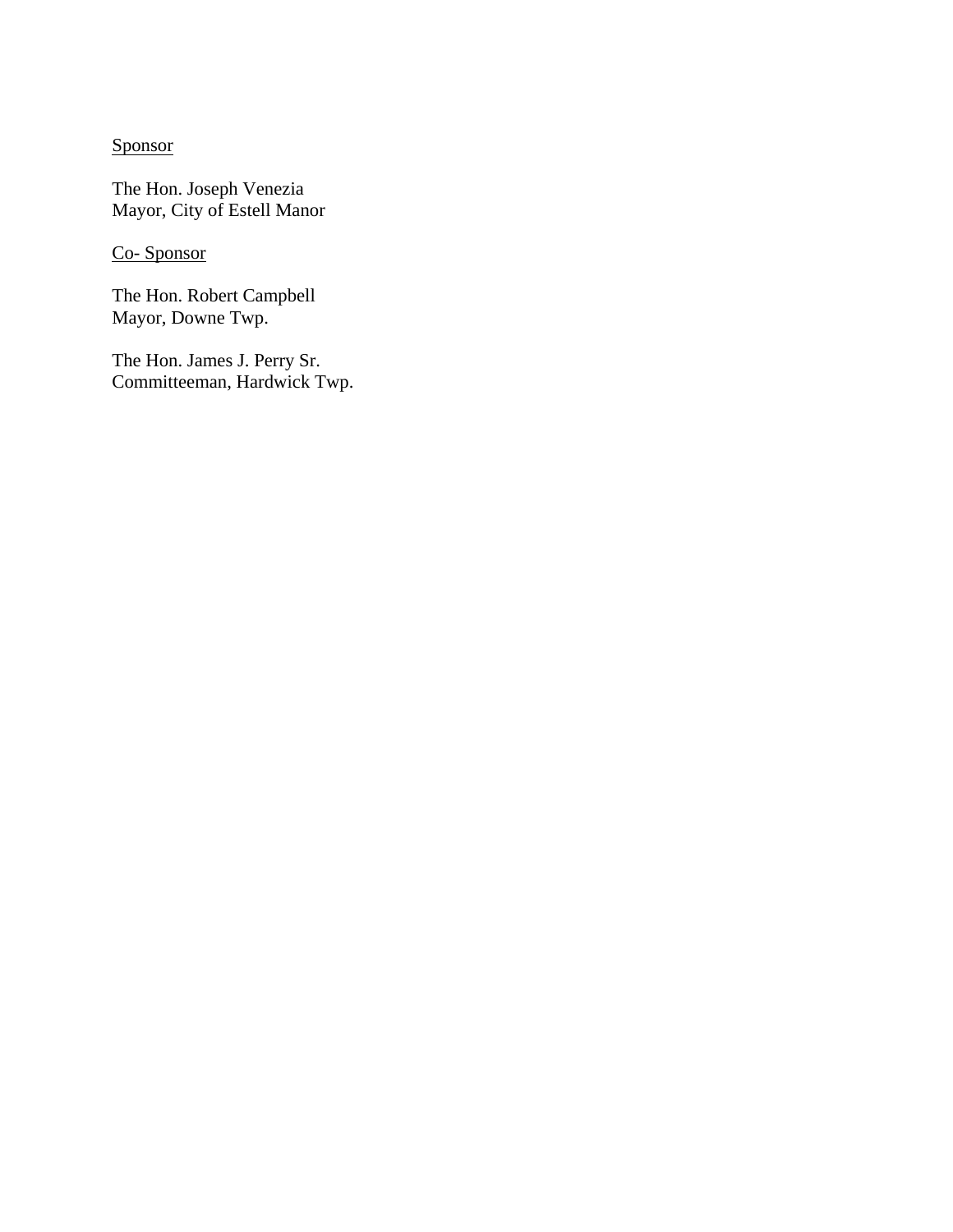<u>Sponsor</u>

The Hon. Joseph Venezia
Mayor, City of Estell Manor

<u>Co- Sponsor</u>

The Hon. Robert Campbell
Mayor, Downe Twp.

The Hon. James J. Perry Sr.
Committeeman, Hardwick Twp.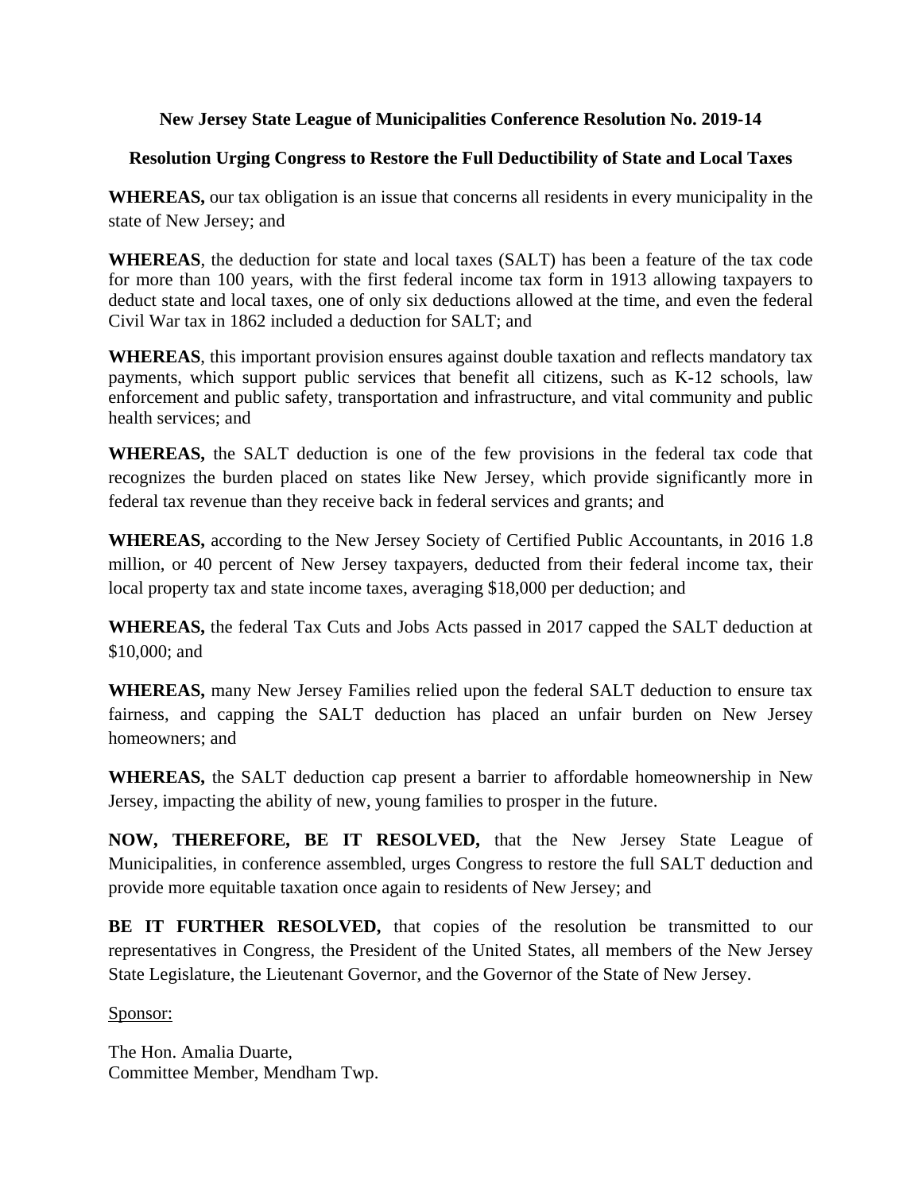**New Jersey State League of Municipalities Conference Resolution No. 2019-14**

**Resolution Urging Congress to Restore the Full Deductibility of State and Local Taxes**

**WHEREAS,** our tax obligation is an issue that concerns all residents in every municipality in the state of New Jersey; and

**WHEREAS**, the deduction for state and local taxes (SALT) has been a feature of the tax code for more than 100 years, with the first federal income tax form in 1913 allowing taxpayers to deduct state and local taxes, one of only six deductions allowed at the time, and even the federal Civil War tax in 1862 included a deduction for SALT; and

**WHEREAS**, this important provision ensures against double taxation and reflects mandatory tax payments, which support public services that benefit all citizens, such as K-12 schools, law enforcement and public safety, transportation and infrastructure, and vital community and public health services; and

**WHEREAS,** the SALT deduction is one of the few provisions in the federal tax code that recognizes the burden placed on states like New Jersey, which provide significantly more in federal tax revenue than they receive back in federal services and grants; and

**WHEREAS,** according to the New Jersey Society of Certified Public Accountants, in 2016 1.8 million, or 40 percent of New Jersey taxpayers, deducted from their federal income tax, their local property tax and state income taxes, averaging $18,000 per deduction; and

**WHEREAS,** the federal Tax Cuts and Jobs Acts passed in 2017 capped the SALT deduction at $10,000; and

**WHEREAS,** many New Jersey Families relied upon the federal SALT deduction to ensure tax fairness, and capping the SALT deduction has placed an unfair burden on New Jersey homeowners; and

**WHEREAS,** the SALT deduction cap present a barrier to affordable homeownership in New Jersey, impacting the ability of new, young families to prosper in the future.

**NOW, THEREFORE, BE IT RESOLVED,** that the New Jersey State League of Municipalities, in conference assembled, urges Congress to restore the full SALT deduction and provide more equitable taxation once again to residents of New Jersey; and

**BE IT FURTHER RESOLVED,** that copies of the resolution be transmitted to our representatives in Congress, the President of the United States, all members of the New Jersey State Legislature, the Lieutenant Governor, and the Governor of the State of New Jersey.

Sponsor:

The Hon. Amalia Duarte,
Committee Member, Mendham Twp.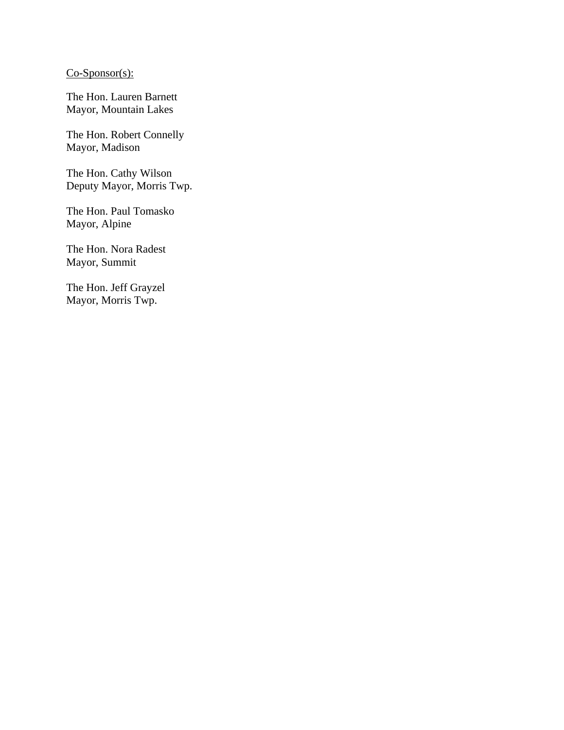<u>Co-Sponsor(s):</u>

The Hon. Lauren Barnett
Mayor, Mountain Lakes

The Hon. Robert Connelly
Mayor, Madison

The Hon. Cathy Wilson
Deputy Mayor, Morris Twp.

The Hon. Paul Tomasko
Mayor, Alpine

The Hon. Nora Radest
Mayor, Summit

The Hon. Jeff Grayzel
Mayor, Morris Twp.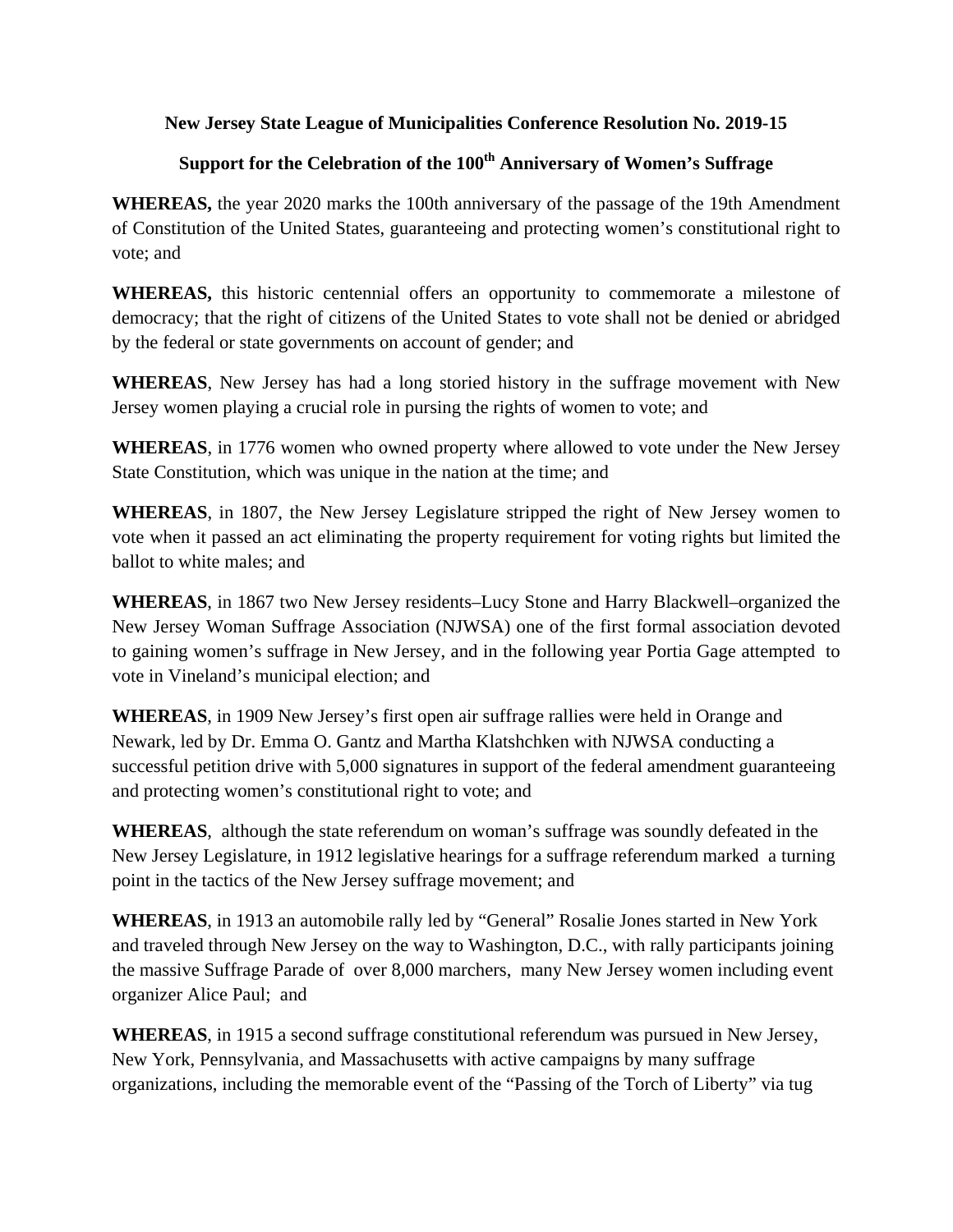**New Jersey State League of Municipalities Conference Resolution No. 2019-15**

**Support for the Celebration of the 100th Anniversary of Women's Suffrage**

**WHEREAS,** the year 2020 marks the 100th anniversary of the passage of the 19th Amendment of Constitution of the United States, guaranteeing and protecting women's constitutional right to vote; and

**WHEREAS,** this historic centennial offers an opportunity to commemorate a milestone of democracy; that the right of citizens of the United States to vote shall not be denied or abridged by the federal or state governments on account of gender; and

**WHEREAS**, New Jersey has had a long storied history in the suffrage movement with New Jersey women playing a crucial role in pursing the rights of women to vote; and

**WHEREAS**, in 1776 women who owned property where allowed to vote under the New Jersey State Constitution, which was unique in the nation at the time; and

**WHEREAS**, in 1807, the New Jersey Legislature stripped the right of New Jersey women to vote when it passed an act eliminating the property requirement for voting rights but limited the ballot to white males; and

**WHEREAS**, in 1867 two New Jersey residents–Lucy Stone and Harry Blackwell–organized the New Jersey Woman Suffrage Association (NJWSA) one of the first formal association devoted to gaining women's suffrage in New Jersey, and in the following year Portia Gage attempted to vote in Vineland's municipal election; and

**WHEREAS**, in 1909 New Jersey's first open air suffrage rallies were held in Orange and Newark, led by Dr. Emma O. Gantz and Martha Klatshchken with NJWSA conducting a successful petition drive with 5,000 signatures in support of the federal amendment guaranteeing and protecting women's constitutional right to vote; and

**WHEREAS**, although the state referendum on woman's suffrage was soundly defeated in the New Jersey Legislature, in 1912 legislative hearings for a suffrage referendum marked a turning point in the tactics of the New Jersey suffrage movement; and

**WHEREAS**, in 1913 an automobile rally led by "General" Rosalie Jones started in New York and traveled through New Jersey on the way to Washington, D.C., with rally participants joining the massive Suffrage Parade of over 8,000 marchers, many New Jersey women including event organizer Alice Paul; and

**WHEREAS**, in 1915 a second suffrage constitutional referendum was pursued in New Jersey, New York, Pennsylvania, and Massachusetts with active campaigns by many suffrage organizations, including the memorable event of the "Passing of the Torch of Liberty" via tug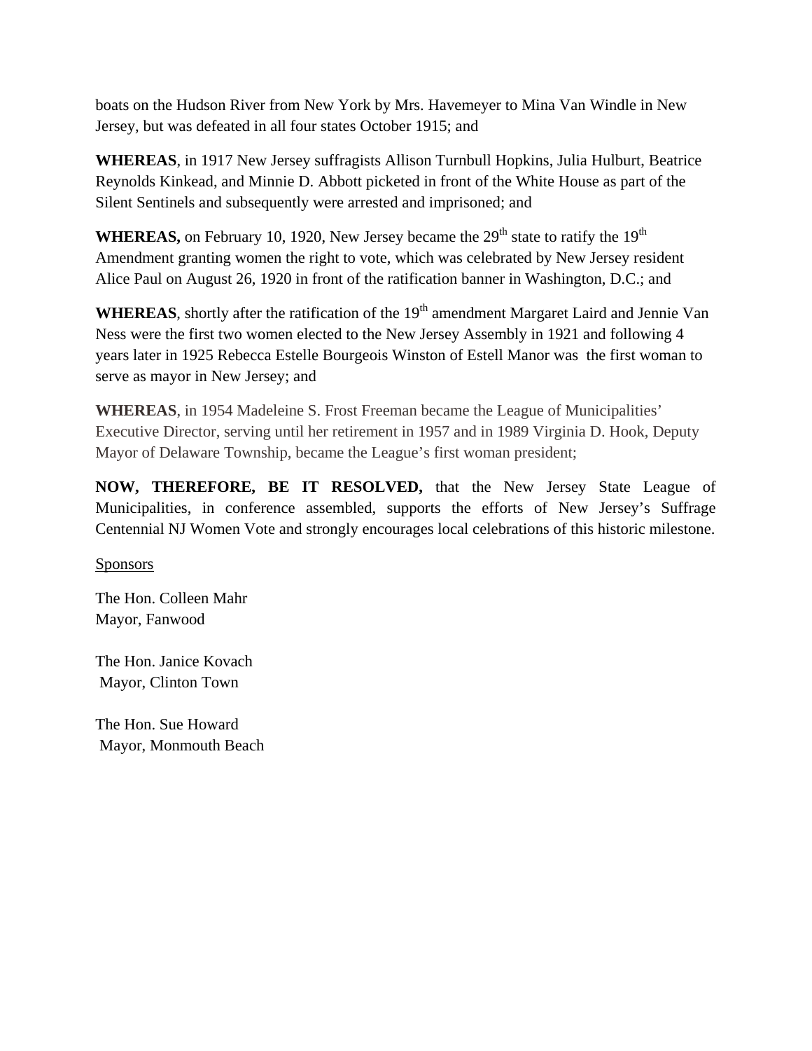boats on the Hudson River from New York by Mrs. Havemeyer to Mina Van Windle in New Jersey, but was defeated in all four states October 1915; and

**WHEREAS**, in 1917 New Jersey suffragists Allison Turnbull Hopkins, Julia Hulburt, Beatrice Reynolds Kinkead, and Minnie D. Abbott picketed in front of the White House as part of the Silent Sentinels and subsequently were arrested and imprisoned; and

**WHEREAS,** on February 10, 1920, New Jersey became the 29th state to ratify the 19th Amendment granting women the right to vote, which was celebrated by New Jersey resident Alice Paul on August 26, 1920 in front of the ratification banner in Washington, D.C.; and

**WHEREAS**, shortly after the ratification of the 19th amendment Margaret Laird and Jennie Van Ness were the first two women elected to the New Jersey Assembly in 1921 and following 4 years later in 1925 Rebecca Estelle Bourgeois Winston of Estell Manor was the first woman to serve as mayor in New Jersey; and

**WHEREAS**, in 1954 Madeleine S. Frost Freeman became the League of Municipalities' Executive Director, serving until her retirement in 1957 and in 1989 Virginia D. Hook, Deputy Mayor of Delaware Township, became the League's first woman president;

**NOW, THEREFORE, BE IT RESOLVED,** that the New Jersey State League of Municipalities, in conference assembled, supports the efforts of New Jersey's Suffrage Centennial NJ Women Vote and strongly encourages local celebrations of this historic milestone.

Sponsors

The Hon. Colleen Mahr
Mayor, Fanwood

The Hon. Janice Kovach
Mayor, Clinton Town

The Hon. Sue Howard
Mayor, Monmouth Beach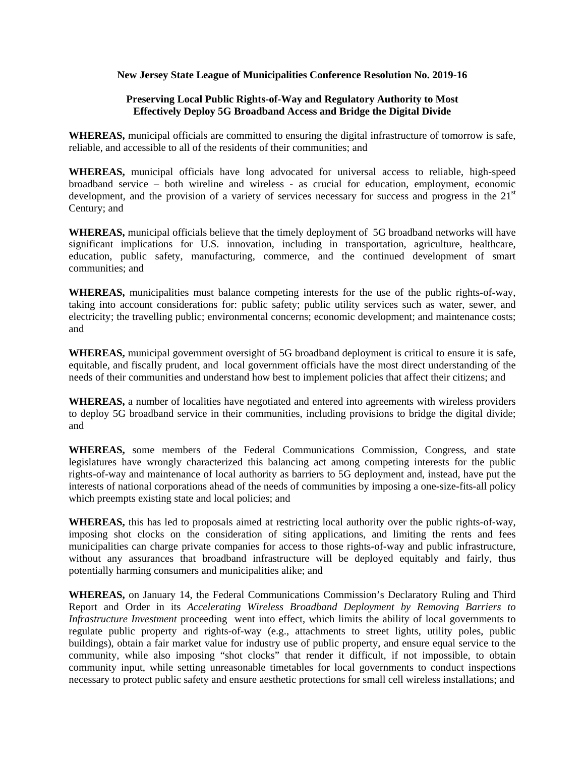**New Jersey State League of Municipalities Conference Resolution No. 2019-16**

**Preserving Local Public Rights-of-Way and Regulatory Authority to Most Effectively Deploy 5G Broadband Access and Bridge the Digital Divide**

**WHEREAS,** municipal officials are committed to ensuring the digital infrastructure of tomorrow is safe, reliable, and accessible to all of the residents of their communities; and

**WHEREAS,** municipal officials have long advocated for universal access to reliable, high-speed broadband service – both wireline and wireless - as crucial for education, employment, economic development, and the provision of a variety of services necessary for success and progress in the 21st Century; and

**WHEREAS,** municipal officials believe that the timely deployment of 5G broadband networks will have significant implications for U.S. innovation, including in transportation, agriculture, healthcare, education, public safety, manufacturing, commerce, and the continued development of smart communities; and

**WHEREAS,** municipalities must balance competing interests for the use of the public rights-of-way, taking into account considerations for: public safety; public utility services such as water, sewer, and electricity; the travelling public; environmental concerns; economic development; and maintenance costs; and

**WHEREAS,** municipal government oversight of 5G broadband deployment is critical to ensure it is safe, equitable, and fiscally prudent, and local government officials have the most direct understanding of the needs of their communities and understand how best to implement policies that affect their citizens; and

**WHEREAS,** a number of localities have negotiated and entered into agreements with wireless providers to deploy 5G broadband service in their communities, including provisions to bridge the digital divide; and

**WHEREAS,** some members of the Federal Communications Commission, Congress, and state legislatures have wrongly characterized this balancing act among competing interests for the public rights-of-way and maintenance of local authority as barriers to 5G deployment and, instead, have put the interests of national corporations ahead of the needs of communities by imposing a one-size-fits-all policy which preempts existing state and local policies; and

**WHEREAS,** this has led to proposals aimed at restricting local authority over the public rights-of-way, imposing shot clocks on the consideration of siting applications, and limiting the rents and fees municipalities can charge private companies for access to those rights-of-way and public infrastructure, without any assurances that broadband infrastructure will be deployed equitably and fairly, thus potentially harming consumers and municipalities alike; and

**WHEREAS,** on January 14, the Federal Communications Commission's Declaratory Ruling and Third Report and Order in its *Accelerating Wireless Broadband Deployment by Removing Barriers to Infrastructure Investment* proceeding went into effect, which limits the ability of local governments to regulate public property and rights-of-way (e.g., attachments to street lights, utility poles, public buildings), obtain a fair market value for industry use of public property, and ensure equal service to the community, while also imposing "shot clocks" that render it difficult, if not impossible, to obtain community input, while setting unreasonable timetables for local governments to conduct inspections necessary to protect public safety and ensure aesthetic protections for small cell wireless installations; and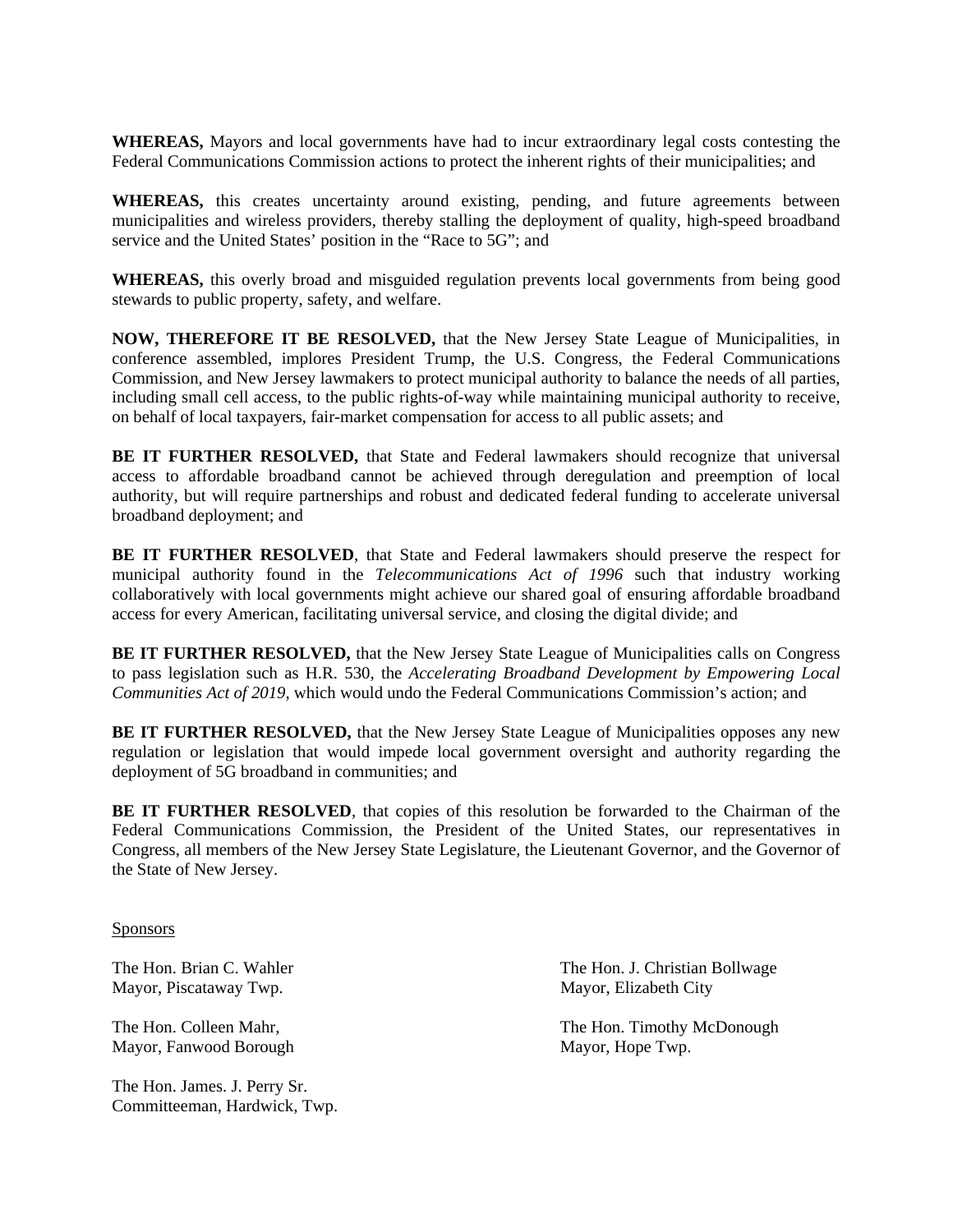**WHEREAS,** Mayors and local governments have had to incur extraordinary legal costs contesting the Federal Communications Commission actions to protect the inherent rights of their municipalities; and

**WHEREAS,** this creates uncertainty around existing, pending, and future agreements between municipalities and wireless providers, thereby stalling the deployment of quality, high-speed broadband service and the United States' position in the "Race to 5G"; and

**WHEREAS,** this overly broad and misguided regulation prevents local governments from being good stewards to public property, safety, and welfare.

**NOW, THEREFORE IT BE RESOLVED,** that the New Jersey State League of Municipalities, in conference assembled, implores President Trump, the U.S. Congress, the Federal Communications Commission, and New Jersey lawmakers to protect municipal authority to balance the needs of all parties, including small cell access, to the public rights-of-way while maintaining municipal authority to receive, on behalf of local taxpayers, fair-market compensation for access to all public assets; and

**BE IT FURTHER RESOLVED,** that State and Federal lawmakers should recognize that universal access to affordable broadband cannot be achieved through deregulation and preemption of local authority, but will require partnerships and robust and dedicated federal funding to accelerate universal broadband deployment; and

**BE IT FURTHER RESOLVED**, that State and Federal lawmakers should preserve the respect for municipal authority found in the *Telecommunications Act of 1996* such that industry working collaboratively with local governments might achieve our shared goal of ensuring affordable broadband access for every American, facilitating universal service, and closing the digital divide; and

**BE IT FURTHER RESOLVED,** that the New Jersey State League of Municipalities calls on Congress to pass legislation such as H.R. 530, the *Accelerating Broadband Development by Empowering Local Communities Act of 2019*, which would undo the Federal Communications Commission's action; and

**BE IT FURTHER RESOLVED,** that the New Jersey State League of Municipalities opposes any new regulation or legislation that would impede local government oversight and authority regarding the deployment of 5G broadband in communities; and

**BE IT FURTHER RESOLVED**, that copies of this resolution be forwarded to the Chairman of the Federal Communications Commission, the President of the United States, our representatives in Congress, all members of the New Jersey State Legislature, the Lieutenant Governor, and the Governor of the State of New Jersey.

<u>Sponsors</u>

The Hon. Brian C. Wahler
Mayor, Piscataway Twp.

The Hon. Colleen Mahr,
Mayor, Fanwood Borough

The Hon. James. J. Perry Sr.
Committeeman, Hardwick, Twp.

The Hon. J. Christian Bollwage
Mayor, Elizabeth City

The Hon. Timothy McDonough
Mayor, Hope Twp.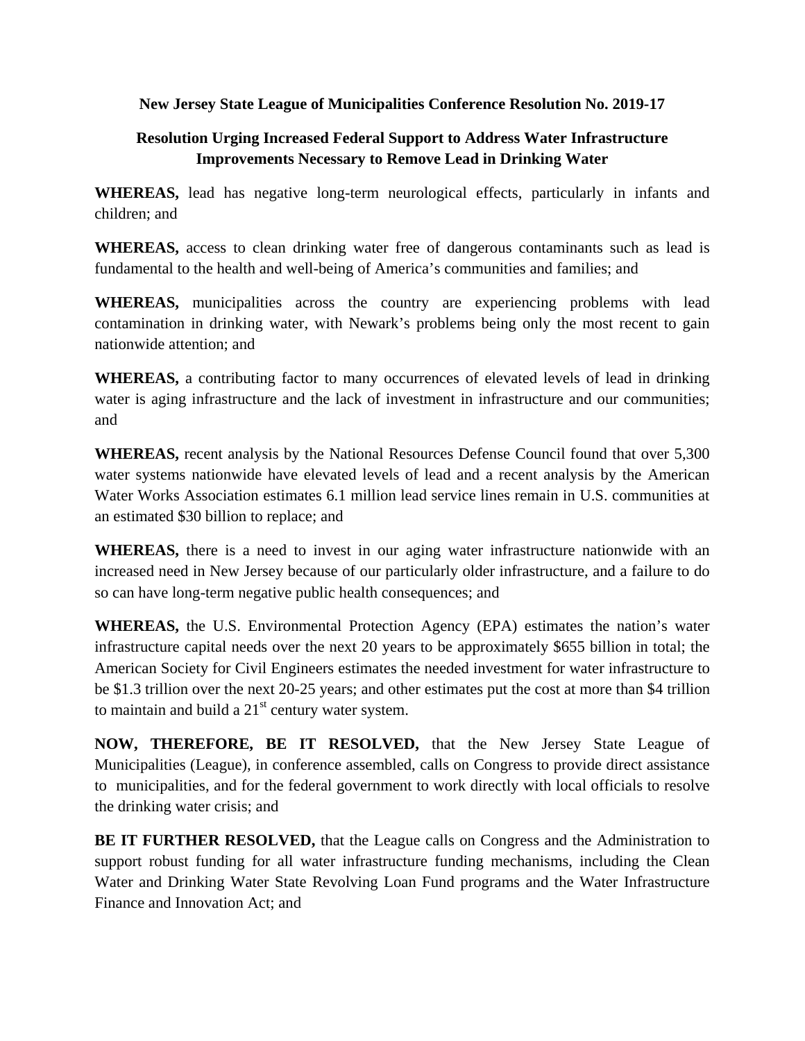**New Jersey State League of Municipalities Conference Resolution No. 2019-17**

**Resolution Urging Increased Federal Support to Address Water Infrastructure Improvements Necessary to Remove Lead in Drinking Water**

**WHEREAS,** lead has negative long-term neurological effects, particularly in infants and children; and

**WHEREAS,** access to clean drinking water free of dangerous contaminants such as lead is fundamental to the health and well-being of America's communities and families; and

**WHEREAS,** municipalities across the country are experiencing problems with lead contamination in drinking water, with Newark's problems being only the most recent to gain nationwide attention; and

**WHEREAS,** a contributing factor to many occurrences of elevated levels of lead in drinking water is aging infrastructure and the lack of investment in infrastructure and our communities; and

**WHEREAS,** recent analysis by the National Resources Defense Council found that over 5,300 water systems nationwide have elevated levels of lead and a recent analysis by the American Water Works Association estimates 6.1 million lead service lines remain in U.S. communities at an estimated $30 billion to replace; and

**WHEREAS,** there is a need to invest in our aging water infrastructure nationwide with an increased need in New Jersey because of our particularly older infrastructure, and a failure to do so can have long-term negative public health consequences; and

**WHEREAS,** the U.S. Environmental Protection Agency (EPA) estimates the nation's water infrastructure capital needs over the next 20 years to be approximately $655 billion in total; the American Society for Civil Engineers estimates the needed investment for water infrastructure to be $1.3 trillion over the next 20-25 years; and other estimates put the cost at more than $4 trillion to maintain and build a 21st century water system.

**NOW, THEREFORE, BE IT RESOLVED,** that the New Jersey State League of Municipalities (League), in conference assembled, calls on Congress to provide direct assistance to municipalities, and for the federal government to work directly with local officials to resolve the drinking water crisis; and

**BE IT FURTHER RESOLVED,** that the League calls on Congress and the Administration to support robust funding for all water infrastructure funding mechanisms, including the Clean Water and Drinking Water State Revolving Loan Fund programs and the Water Infrastructure Finance and Innovation Act; and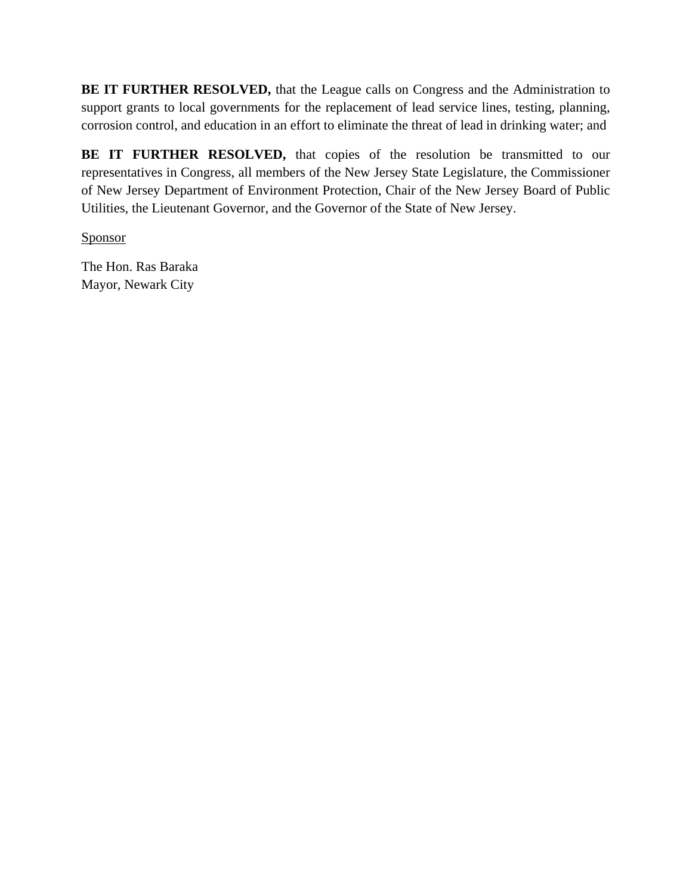**BE IT FURTHER RESOLVED,** that the League calls on Congress and the Administration to support grants to local governments for the replacement of lead service lines, testing, planning, corrosion control, and education in an effort to eliminate the threat of lead in drinking water; and

**BE IT FURTHER RESOLVED,** that copies of the resolution be transmitted to our representatives in Congress, all members of the New Jersey State Legislature, the Commissioner of New Jersey Department of Environment Protection, Chair of the New Jersey Board of Public Utilities, the Lieutenant Governor, and the Governor of the State of New Jersey.

<u>Sponsor</u>

The Hon. Ras Baraka
Mayor, Newark City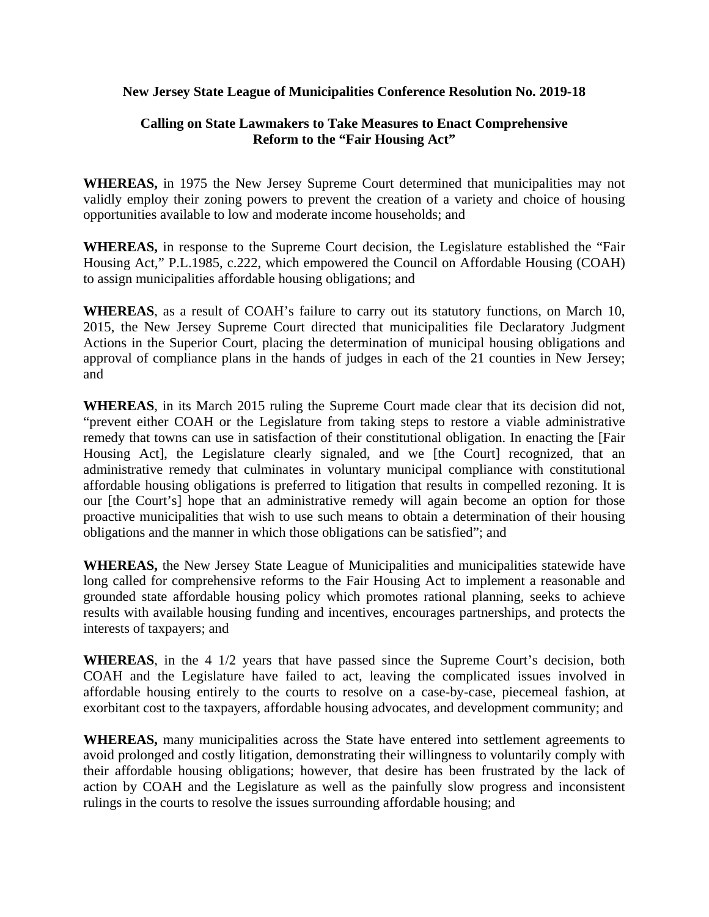**New Jersey State League of Municipalities Conference Resolution No. 2019-18**

**Calling on State Lawmakers to Take Measures to Enact Comprehensive Reform to the "Fair Housing Act"**

**WHEREAS,** in 1975 the New Jersey Supreme Court determined that municipalities may not validly employ their zoning powers to prevent the creation of a variety and choice of housing opportunities available to low and moderate income households; and

**WHEREAS,** in response to the Supreme Court decision, the Legislature established the "Fair Housing Act," P.L.1985, c.222, which empowered the Council on Affordable Housing (COAH) to assign municipalities affordable housing obligations; and

**WHEREAS**, as a result of COAH's failure to carry out its statutory functions, on March 10, 2015, the New Jersey Supreme Court directed that municipalities file Declaratory Judgment Actions in the Superior Court, placing the determination of municipal housing obligations and approval of compliance plans in the hands of judges in each of the 21 counties in New Jersey; and

**WHEREAS**, in its March 2015 ruling the Supreme Court made clear that its decision did not, "prevent either COAH or the Legislature from taking steps to restore a viable administrative remedy that towns can use in satisfaction of their constitutional obligation. In enacting the [Fair Housing Act], the Legislature clearly signaled, and we [the Court] recognized, that an administrative remedy that culminates in voluntary municipal compliance with constitutional affordable housing obligations is preferred to litigation that results in compelled rezoning. It is our [the Court's] hope that an administrative remedy will again become an option for those proactive municipalities that wish to use such means to obtain a determination of their housing obligations and the manner in which those obligations can be satisfied"; and

**WHEREAS,** the New Jersey State League of Municipalities and municipalities statewide have long called for comprehensive reforms to the Fair Housing Act to implement a reasonable and grounded state affordable housing policy which promotes rational planning, seeks to achieve results with available housing funding and incentives, encourages partnerships, and protects the interests of taxpayers; and

**WHEREAS**, in the 4 1/2 years that have passed since the Supreme Court's decision, both COAH and the Legislature have failed to act, leaving the complicated issues involved in affordable housing entirely to the courts to resolve on a case-by-case, piecemeal fashion, at exorbitant cost to the taxpayers, affordable housing advocates, and development community; and

**WHEREAS,** many municipalities across the State have entered into settlement agreements to avoid prolonged and costly litigation, demonstrating their willingness to voluntarily comply with their affordable housing obligations; however, that desire has been frustrated by the lack of action by COAH and the Legislature as well as the painfully slow progress and inconsistent rulings in the courts to resolve the issues surrounding affordable housing; and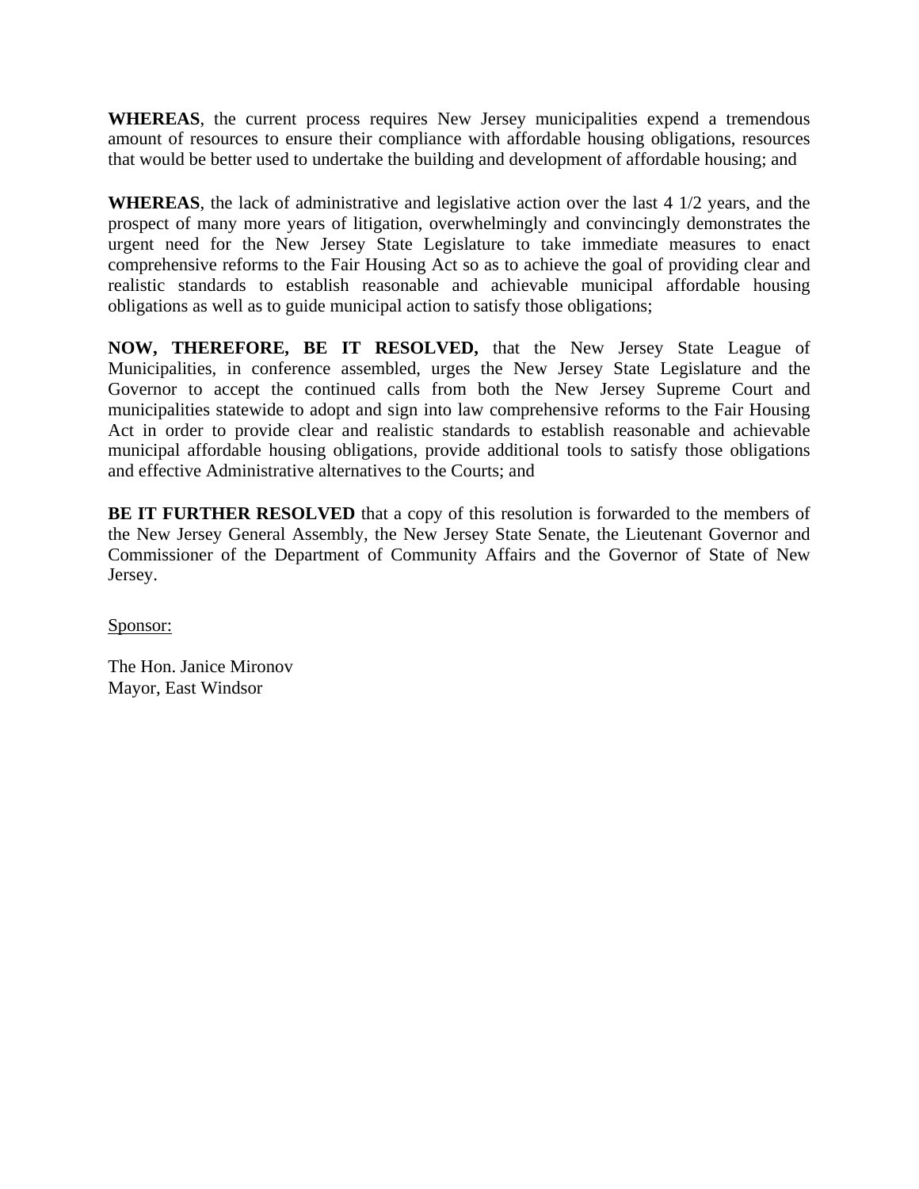**WHEREAS**, the current process requires New Jersey municipalities expend a tremendous amount of resources to ensure their compliance with affordable housing obligations, resources that would be better used to undertake the building and development of affordable housing; and

**WHEREAS**, the lack of administrative and legislative action over the last 4 1/2 years, and the prospect of many more years of litigation, overwhelmingly and convincingly demonstrates the urgent need for the New Jersey State Legislature to take immediate measures to enact comprehensive reforms to the Fair Housing Act so as to achieve the goal of providing clear and realistic standards to establish reasonable and achievable municipal affordable housing obligations as well as to guide municipal action to satisfy those obligations;

**NOW, THEREFORE, BE IT RESOLVED,** that the New Jersey State League of Municipalities, in conference assembled, urges the New Jersey State Legislature and the Governor to accept the continued calls from both the New Jersey Supreme Court and municipalities statewide to adopt and sign into law comprehensive reforms to the Fair Housing Act in order to provide clear and realistic standards to establish reasonable and achievable municipal affordable housing obligations, provide additional tools to satisfy those obligations and effective Administrative alternatives to the Courts; and

**BE IT FURTHER RESOLVED** that a copy of this resolution is forwarded to the members of the New Jersey General Assembly, the New Jersey State Senate, the Lieutenant Governor and Commissioner of the Department of Community Affairs and the Governor of State of New Jersey.

<u>Sponsor:</u>

The Hon. Janice Mironov
Mayor, East Windsor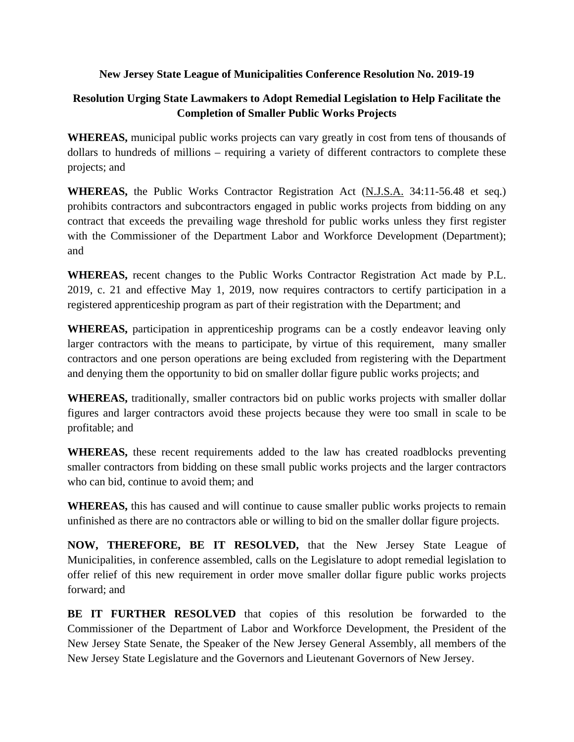**New Jersey State League of Municipalities Conference Resolution No. 2019-19**

**Resolution Urging State Lawmakers to Adopt Remedial Legislation to Help Facilitate the Completion of Smaller Public Works Projects**

**WHEREAS,** municipal public works projects can vary greatly in cost from tens of thousands of dollars to hundreds of millions – requiring a variety of different contractors to complete these projects; and

**WHEREAS,** the Public Works Contractor Registration Act (N.J.S.A. 34:11-56.48 et seq.) prohibits contractors and subcontractors engaged in public works projects from bidding on any contract that exceeds the prevailing wage threshold for public works unless they first register with the Commissioner of the Department Labor and Workforce Development (Department); and

**WHEREAS,** recent changes to the Public Works Contractor Registration Act made by P.L. 2019, c. 21 and effective May 1, 2019, now requires contractors to certify participation in a registered apprenticeship program as part of their registration with the Department; and

**WHEREAS,** participation in apprenticeship programs can be a costly endeavor leaving only larger contractors with the means to participate, by virtue of this requirement, many smaller contractors and one person operations are being excluded from registering with the Department and denying them the opportunity to bid on smaller dollar figure public works projects; and

**WHEREAS,** traditionally, smaller contractors bid on public works projects with smaller dollar figures and larger contractors avoid these projects because they were too small in scale to be profitable; and

**WHEREAS,** these recent requirements added to the law has created roadblocks preventing smaller contractors from bidding on these small public works projects and the larger contractors who can bid, continue to avoid them; and

**WHEREAS,** this has caused and will continue to cause smaller public works projects to remain unfinished as there are no contractors able or willing to bid on the smaller dollar figure projects.

**NOW, THEREFORE, BE IT RESOLVED,** that the New Jersey State League of Municipalities, in conference assembled, calls on the Legislature to adopt remedial legislation to offer relief of this new requirement in order move smaller dollar figure public works projects forward; and

**BE IT FURTHER RESOLVED** that copies of this resolution be forwarded to the Commissioner of the Department of Labor and Workforce Development, the President of the New Jersey State Senate, the Speaker of the New Jersey General Assembly, all members of the New Jersey State Legislature and the Governors and Lieutenant Governors of New Jersey.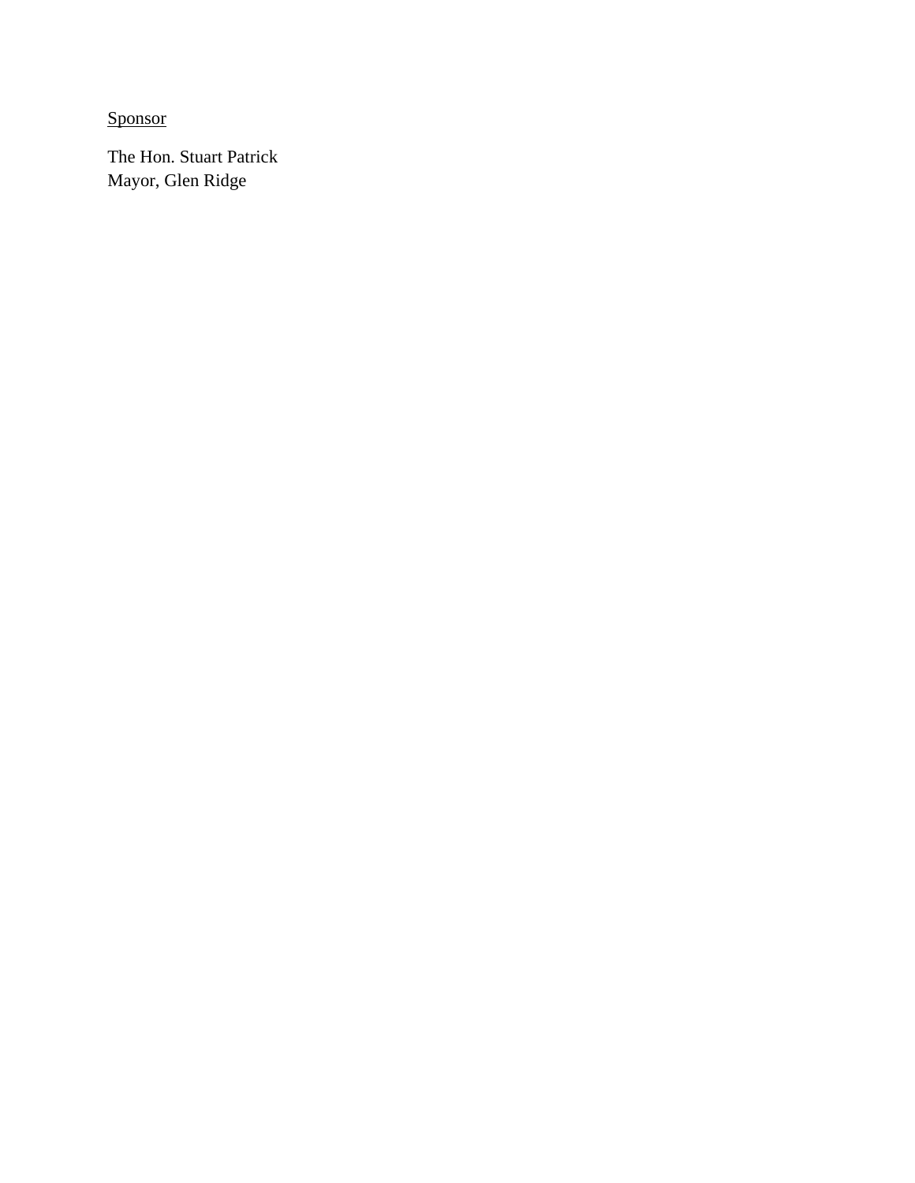<u>Sponsor</u>

The Hon. Stuart Patrick
Mayor, Glen Ridge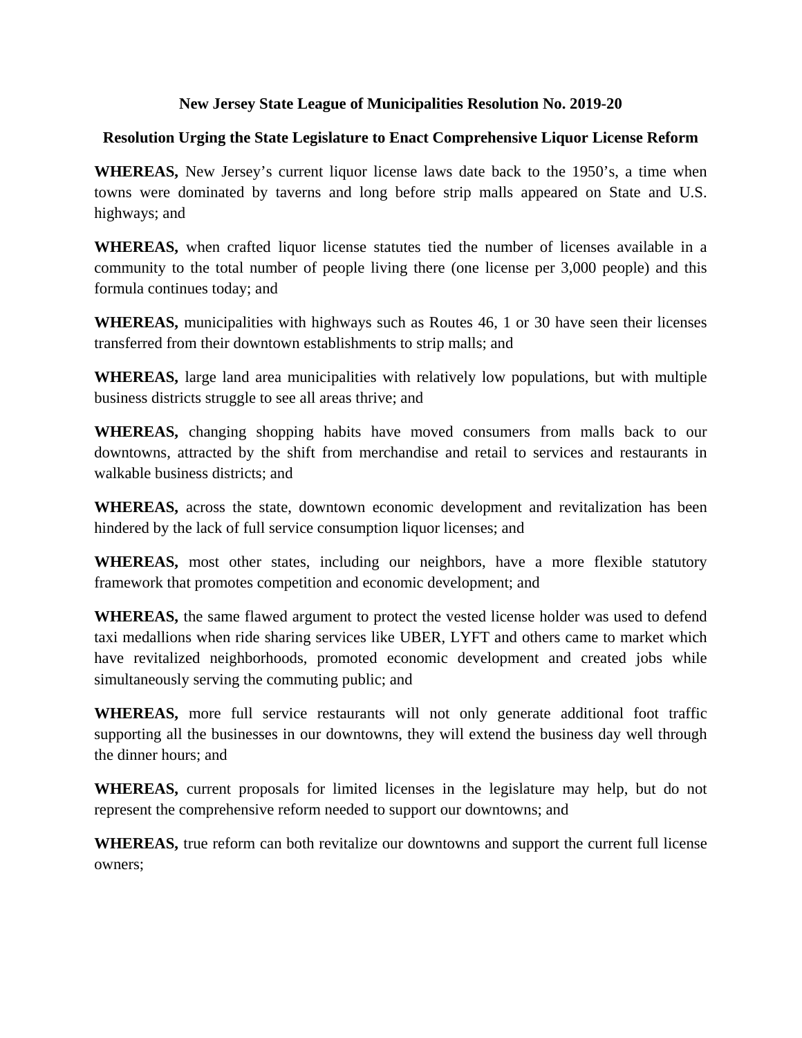**New Jersey State League of Municipalities Resolution No. 2019-20**

**Resolution Urging the State Legislature to Enact Comprehensive Liquor License Reform**

**WHEREAS,** New Jersey's current liquor license laws date back to the 1950's, a time when towns were dominated by taverns and long before strip malls appeared on State and U.S. highways; and

**WHEREAS,** when crafted liquor license statutes tied the number of licenses available in a community to the total number of people living there (one license per 3,000 people) and this formula continues today; and

**WHEREAS,** municipalities with highways such as Routes 46, 1 or 30 have seen their licenses transferred from their downtown establishments to strip malls; and

**WHEREAS,** large land area municipalities with relatively low populations, but with multiple business districts struggle to see all areas thrive; and

**WHEREAS,** changing shopping habits have moved consumers from malls back to our downtowns, attracted by the shift from merchandise and retail to services and restaurants in walkable business districts; and

**WHEREAS,** across the state, downtown economic development and revitalization has been hindered by the lack of full service consumption liquor licenses; and

**WHEREAS,** most other states, including our neighbors, have a more flexible statutory framework that promotes competition and economic development; and

**WHEREAS,** the same flawed argument to protect the vested license holder was used to defend taxi medallions when ride sharing services like UBER, LYFT and others came to market which have revitalized neighborhoods, promoted economic development and created jobs while simultaneously serving the commuting public; and

**WHEREAS,** more full service restaurants will not only generate additional foot traffic supporting all the businesses in our downtowns, they will extend the business day well through the dinner hours; and

**WHEREAS,** current proposals for limited licenses in the legislature may help, but do not represent the comprehensive reform needed to support our downtowns; and

**WHEREAS,** true reform can both revitalize our downtowns and support the current full license owners;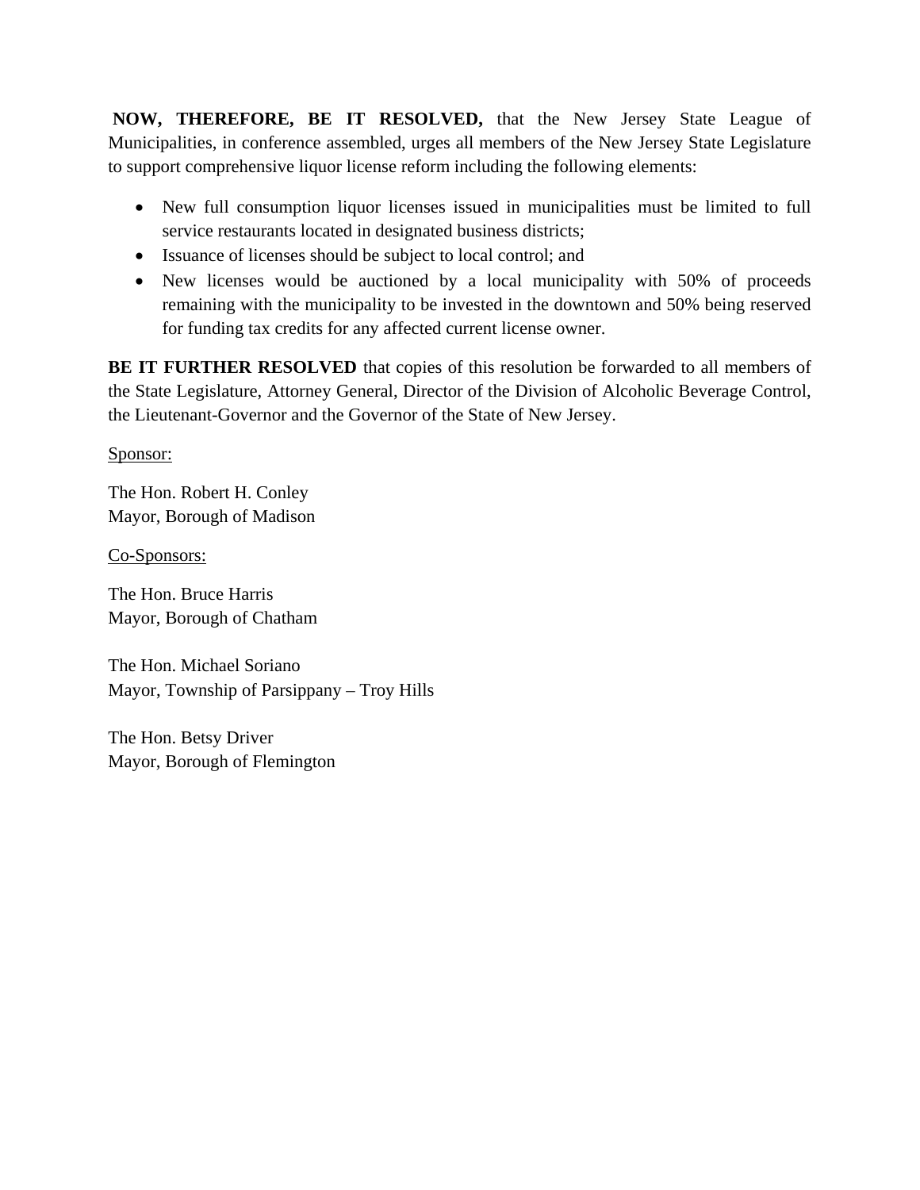**NOW, THEREFORE, BE IT RESOLVED,** that the New Jersey State League of Municipalities, in conference assembled, urges all members of the New Jersey State Legislature to support comprehensive liquor license reform including the following elements:

- New full consumption liquor licenses issued in municipalities must be limited to full service restaurants located in designated business districts;
- Issuance of licenses should be subject to local control; and
- New licenses would be auctioned by a local municipality with 50% of proceeds remaining with the municipality to be invested in the downtown and 50% being reserved for funding tax credits for any affected current license owner.

**BE IT FURTHER RESOLVED** that copies of this resolution be forwarded to all members of the State Legislature, Attorney General, Director of the Division of Alcoholic Beverage Control, the Lieutenant-Governor and the Governor of the State of New Jersey.

<u>Sponsor:</u>

The Hon. Robert H. Conley
Mayor, Borough of Madison

<u>Co-Sponsors:</u>

The Hon. Bruce Harris
Mayor, Borough of Chatham

The Hon. Michael Soriano
Mayor, Township of Parsippany – Troy Hills

The Hon. Betsy Driver
Mayor, Borough of Flemington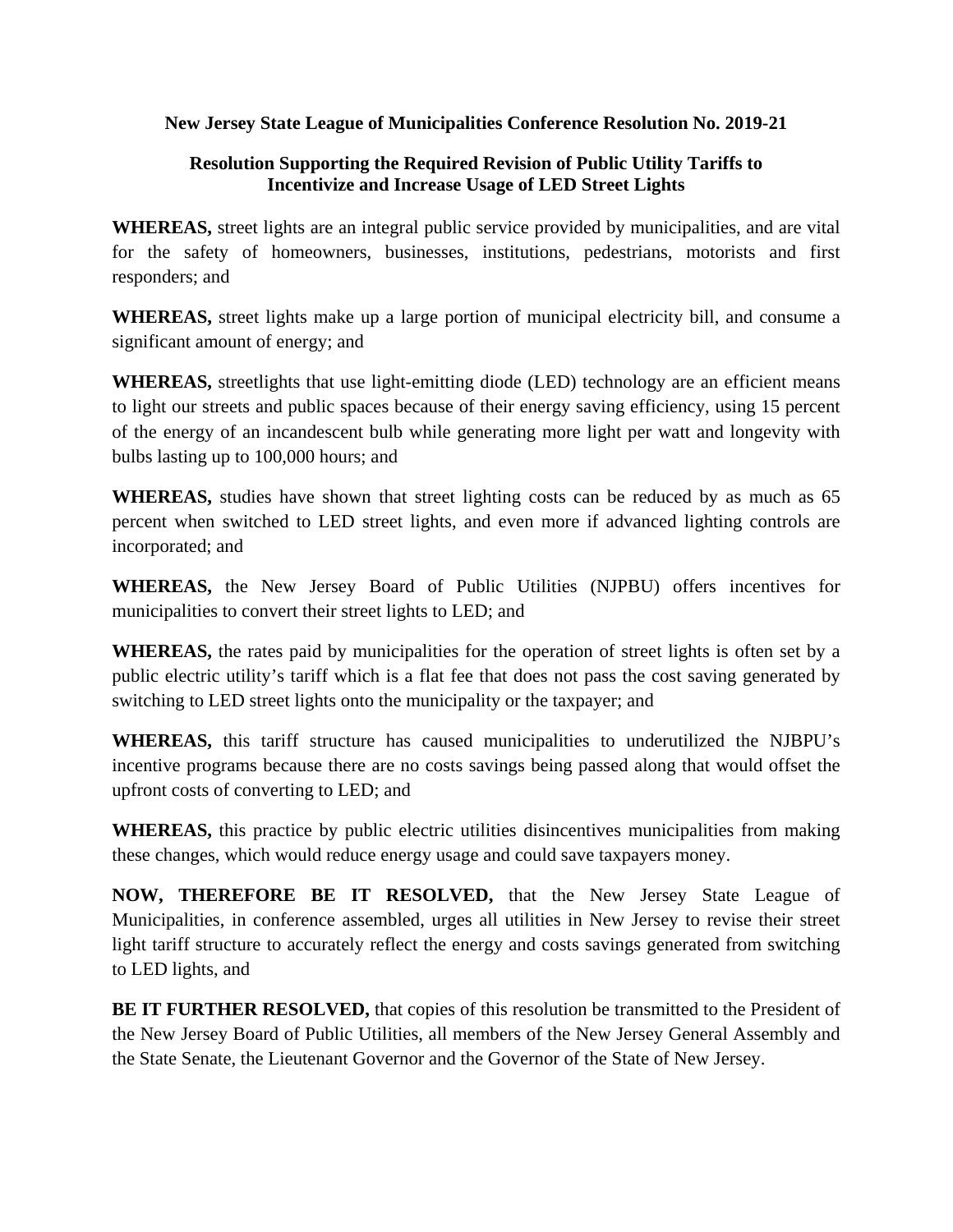**New Jersey State League of Municipalities Conference Resolution No. 2019-21**

**Resolution Supporting the Required Revision of Public Utility Tariffs to Incentivize and Increase Usage of LED Street Lights**

**WHEREAS,** street lights are an integral public service provided by municipalities, and are vital for the safety of homeowners, businesses, institutions, pedestrians, motorists and first responders; and

**WHEREAS,** street lights make up a large portion of municipal electricity bill, and consume a significant amount of energy; and

**WHEREAS,** streetlights that use light-emitting diode (LED) technology are an efficient means to light our streets and public spaces because of their energy saving efficiency, using 15 percent of the energy of an incandescent bulb while generating more light per watt and longevity with bulbs lasting up to 100,000 hours; and

**WHEREAS,** studies have shown that street lighting costs can be reduced by as much as 65 percent when switched to LED street lights, and even more if advanced lighting controls are incorporated; and

**WHEREAS,** the New Jersey Board of Public Utilities (NJPBU) offers incentives for municipalities to convert their street lights to LED; and

**WHEREAS,** the rates paid by municipalities for the operation of street lights is often set by a public electric utility's tariff which is a flat fee that does not pass the cost saving generated by switching to LED street lights onto the municipality or the taxpayer; and

**WHEREAS,** this tariff structure has caused municipalities to underutilized the NJBPU's incentive programs because there are no costs savings being passed along that would offset the upfront costs of converting to LED; and

**WHEREAS,** this practice by public electric utilities disincentives municipalities from making these changes, which would reduce energy usage and could save taxpayers money.

**NOW, THEREFORE BE IT RESOLVED,** that the New Jersey State League of Municipalities, in conference assembled, urges all utilities in New Jersey to revise their street light tariff structure to accurately reflect the energy and costs savings generated from switching to LED lights, and

**BE IT FURTHER RESOLVED,** that copies of this resolution be transmitted to the President of the New Jersey Board of Public Utilities, all members of the New Jersey General Assembly and the State Senate, the Lieutenant Governor and the Governor of the State of New Jersey.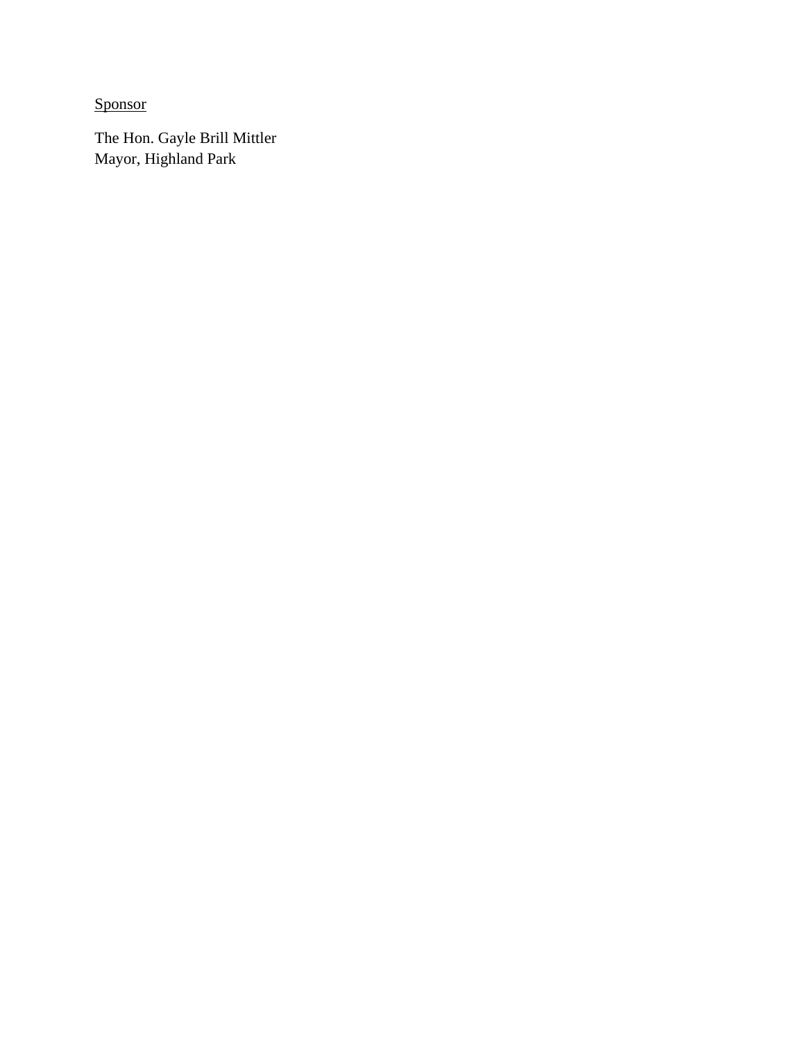<u>Sponsor</u>

The Hon. Gayle Brill Mittler
Mayor, Highland Park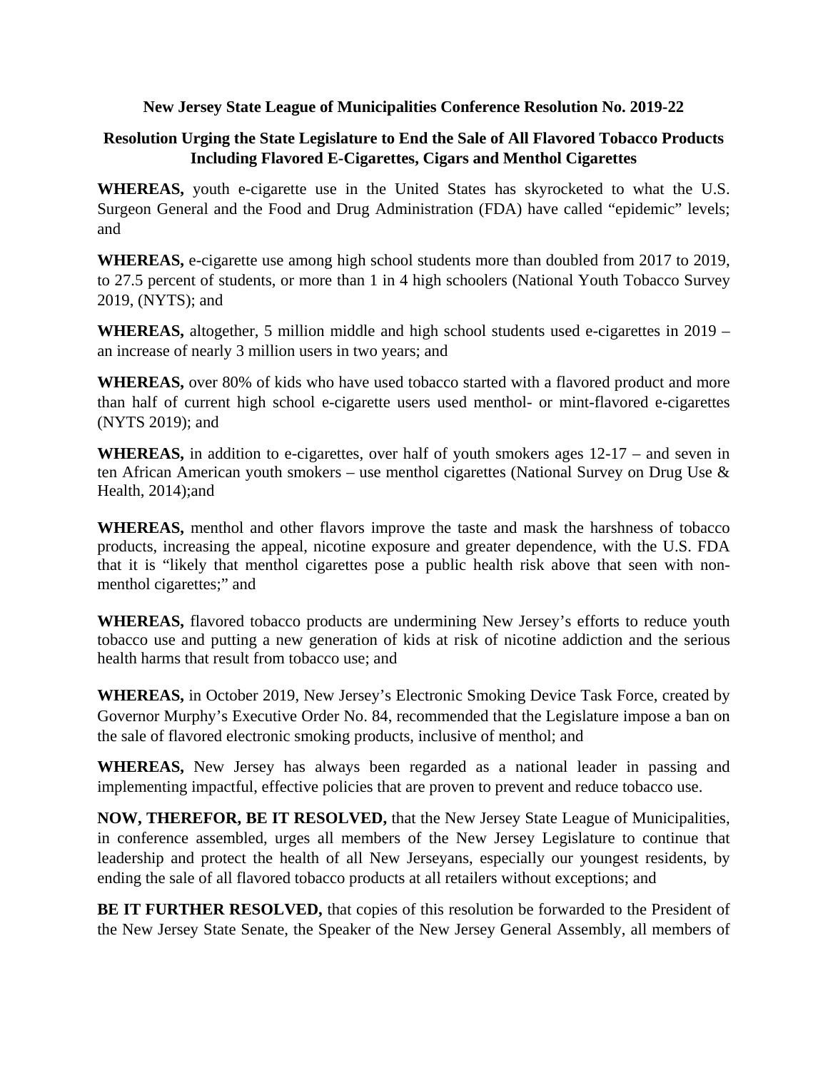**New Jersey State League of Municipalities Conference Resolution No. 2019-22**

**Resolution Urging the State Legislature to End the Sale of All Flavored Tobacco Products Including Flavored E-Cigarettes, Cigars and Menthol Cigarettes**

**WHEREAS,** youth e-cigarette use in the United States has skyrocketed to what the U.S. Surgeon General and the Food and Drug Administration (FDA) have called "epidemic" levels; and

**WHEREAS,** e-cigarette use among high school students more than doubled from 2017 to 2019, to 27.5 percent of students, or more than 1 in 4 high schoolers (National Youth Tobacco Survey 2019, (NYTS); and

**WHEREAS,** altogether, 5 million middle and high school students used e-cigarettes in 2019 – an increase of nearly 3 million users in two years; and

**WHEREAS,** over 80% of kids who have used tobacco started with a flavored product and more than half of current high school e-cigarette users used menthol- or mint-flavored e-cigarettes (NYTS 2019); and

**WHEREAS,** in addition to e-cigarettes, over half of youth smokers ages 12-17 – and seven in ten African American youth smokers – use menthol cigarettes (National Survey on Drug Use & Health, 2014);and

**WHEREAS,** menthol and other flavors improve the taste and mask the harshness of tobacco products, increasing the appeal, nicotine exposure and greater dependence, with the U.S. FDA that it is "likely that menthol cigarettes pose a public health risk above that seen with non-menthol cigarettes;" and

**WHEREAS,** flavored tobacco products are undermining New Jersey's efforts to reduce youth tobacco use and putting a new generation of kids at risk of nicotine addiction and the serious health harms that result from tobacco use; and

**WHEREAS,** in October 2019, New Jersey's Electronic Smoking Device Task Force, created by Governor Murphy's Executive Order No. 84, recommended that the Legislature impose a ban on the sale of flavored electronic smoking products, inclusive of menthol; and

**WHEREAS,** New Jersey has always been regarded as a national leader in passing and implementing impactful, effective policies that are proven to prevent and reduce tobacco use.

**NOW, THEREFOR, BE IT RESOLVED,** that the New Jersey State League of Municipalities, in conference assembled, urges all members of the New Jersey Legislature to continue that leadership and protect the health of all New Jerseyans, especially our youngest residents, by ending the sale of all flavored tobacco products at all retailers without exceptions; and

**BE IT FURTHER RESOLVED,** that copies of this resolution be forwarded to the President of the New Jersey State Senate, the Speaker of the New Jersey General Assembly, all members of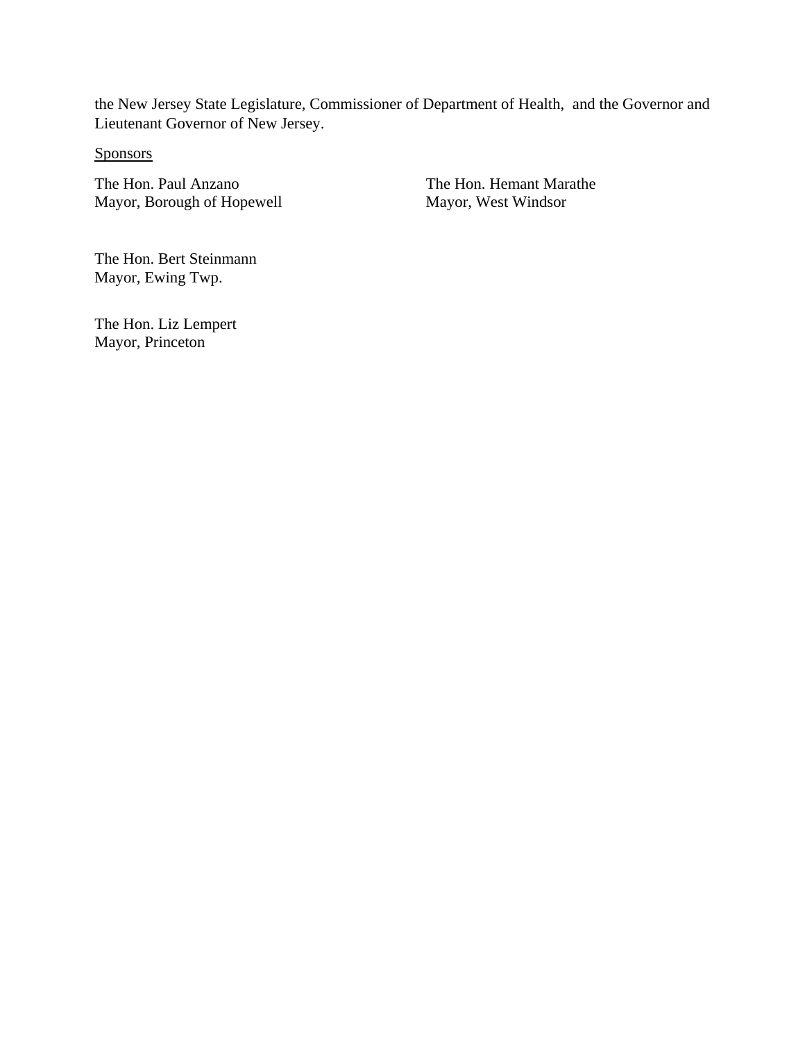the New Jersey State Legislature, Commissioner of Department of Health, and the Governor and Lieutenant Governor of New Jersey.

Sponsors

The Hon. Paul Anzano
Mayor, Borough of Hopewell

The Hon. Hemant Marathe
Mayor, West Windsor

The Hon. Bert Steinmann
Mayor, Ewing Twp.

The Hon. Liz Lempert
Mayor, Princeton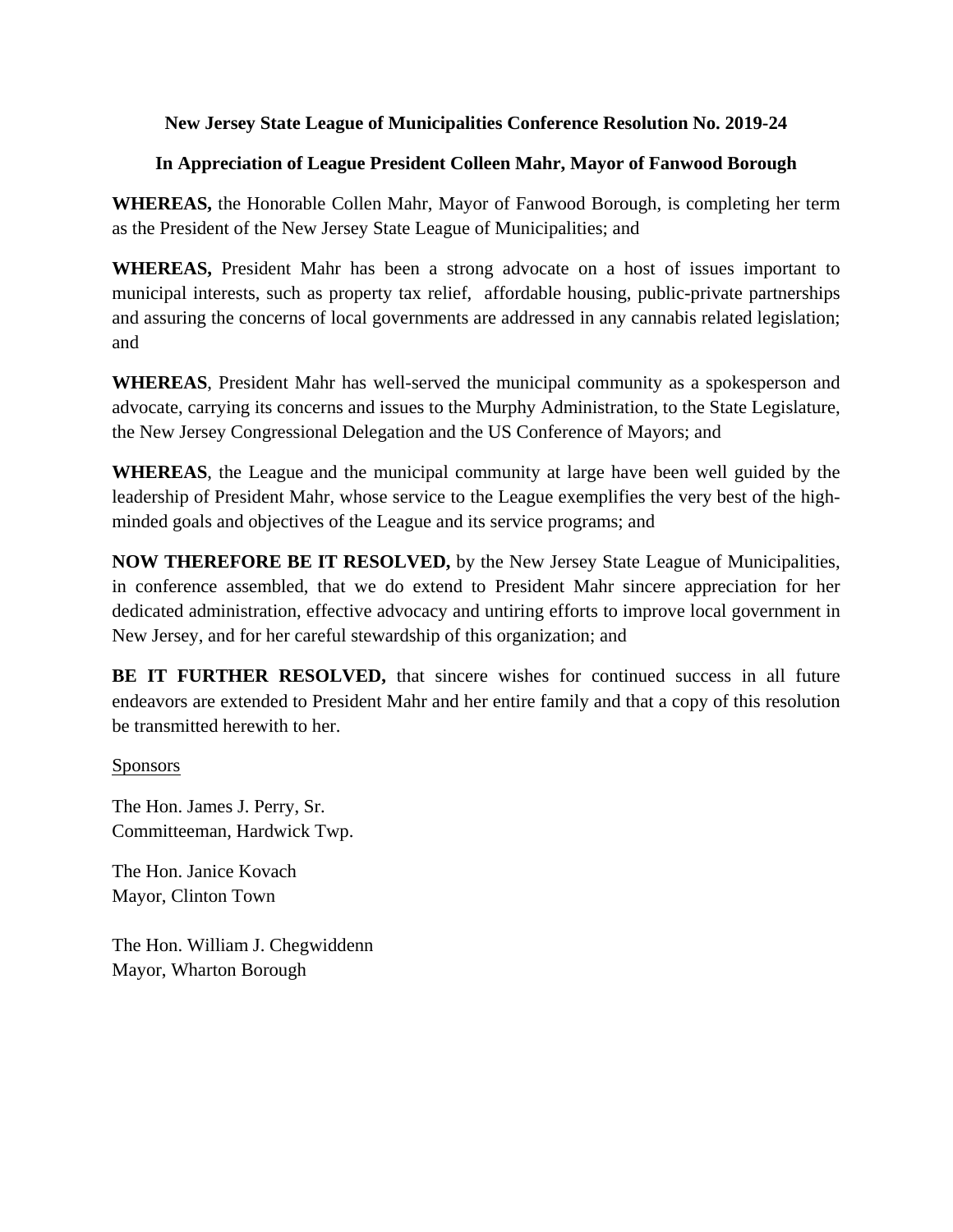**New Jersey State League of Municipalities Conference Resolution No. 2019-24**

**In Appreciation of League President Colleen Mahr, Mayor of Fanwood Borough**

**WHEREAS,** the Honorable Collen Mahr, Mayor of Fanwood Borough, is completing her term as the President of the New Jersey State League of Municipalities; and

**WHEREAS,** President Mahr has been a strong advocate on a host of issues important to municipal interests, such as property tax relief, affordable housing, public-private partnerships and assuring the concerns of local governments are addressed in any cannabis related legislation; and

**WHEREAS**, President Mahr has well-served the municipal community as a spokesperson and advocate, carrying its concerns and issues to the Murphy Administration, to the State Legislature, the New Jersey Congressional Delegation and the US Conference of Mayors; and

**WHEREAS**, the League and the municipal community at large have been well guided by the leadership of President Mahr, whose service to the League exemplifies the very best of the high-minded goals and objectives of the League and its service programs; and

**NOW THEREFORE BE IT RESOLVED,** by the New Jersey State League of Municipalities, in conference assembled, that we do extend to President Mahr sincere appreciation for her dedicated administration, effective advocacy and untiring efforts to improve local government in New Jersey, and for her careful stewardship of this organization; and

**BE IT FURTHER RESOLVED,** that sincere wishes for continued success in all future endeavors are extended to President Mahr and her entire family and that a copy of this resolution be transmitted herewith to her.

Sponsors

The Hon. James J. Perry, Sr.
Committeeman, Hardwick Twp.

The Hon. Janice Kovach
Mayor, Clinton Town

The Hon. William J. Chegwiddenn
Mayor, Wharton Borough